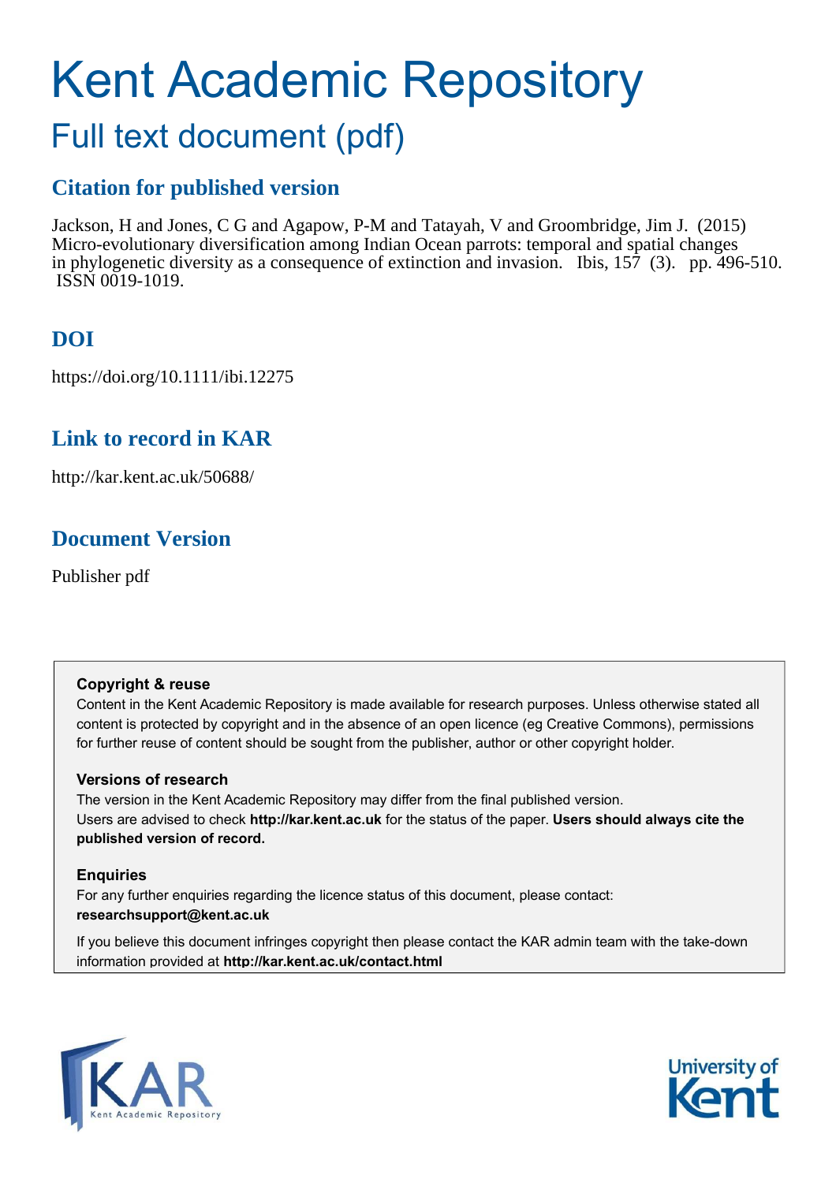# Kent Academic Repository

## Full text document (pdf)

### Citation for published version

Jackson, H and Jones, C G and Agapow, P-M and Tatayah, V and Groombridge, Jim J. (2015) Micro-evolutionary diversification among Indian Ocean parrots: temporal and spatial changes in phylogenetic diversity as a consequence of extinction and invasion. Ibis, 157 (3). pp. 496-510. ISSN 0019-1019.

### DOI

https://doi.org/10.1111/ibi.12275

### Link to record in KAR

http://kar.kent.ac.uk/50688/

### Document Version

Publisher pdf

**Copyright & reuse**

Content in the Kent Academic Repository is made available for research purposes. Unless otherwise stated all content is protected by copyright and in the absence of an open licence (eg Creative Commons), permissions for further reuse of content should be sought from the publisher, author or other copyright holder.

**Versions of research**

The version in the Kent Academic Repository may differ from the final published version. Users are advised to check **http://kar.kent.ac.uk** for the status of the paper. **Users should always cite the published version of record.**

**Enquiries**

For any further enquiries regarding the licence status of this document, please contact: **researchsupport@kent.ac.uk**

If you believe this document infringes copyright then please contact the KAR admin team with the take-down information provided at **http://kar.kent.ac.uk/contact.html**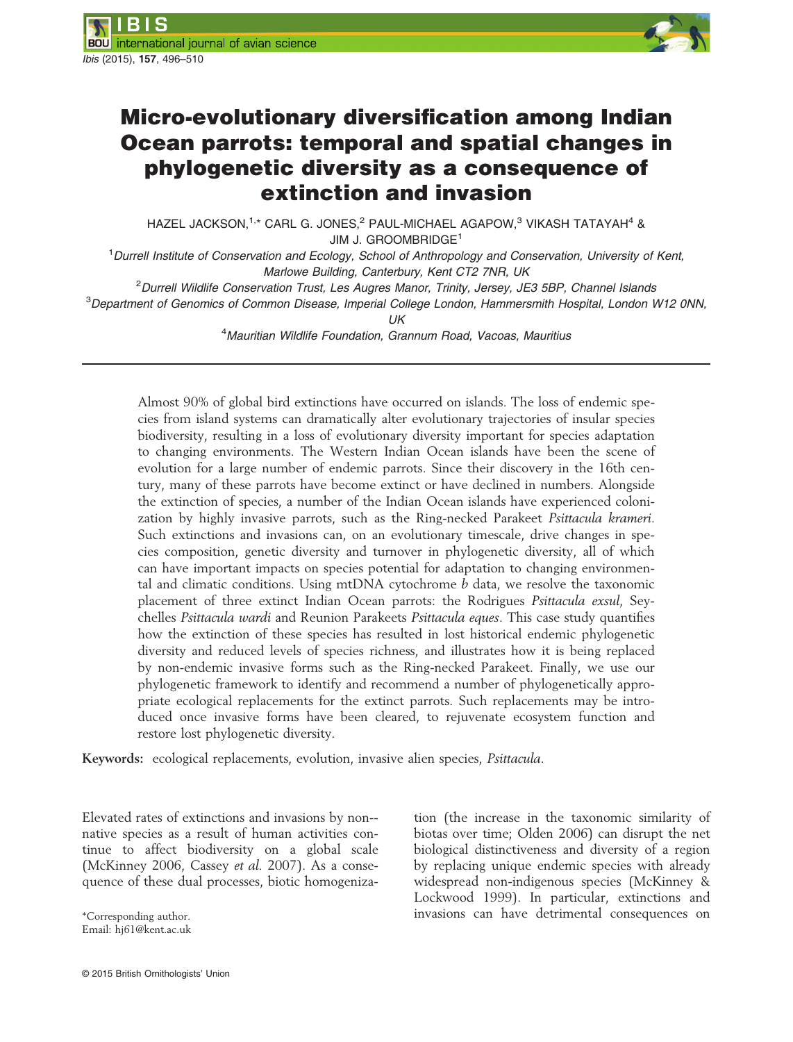# Micro-evolutionary diversification among Indian Ocean parrots: temporal and spatial changes in phylogenetic diversity as a consequence of extinction and invasion

HAZEL JACKSON,[1,*] CARL G. JONES,[2] PAUL-MICHAEL AGAPOW,[3] VIKASH TATAYAH[4] & JIM J. GROOMBRIDGE[1]

[1]*Durrell Institute of Conservation and Ecology, School of Anthropology and Conservation, University of Kent, Marlowe Building, Canterbury, Kent CT2 7NR, UK*

[2]*Durrell Wildlife Conservation Trust, Les Augres Manor, Trinity, Jersey, JE3 5BP, Channel Islands*

[3]*Department of Genomics of Common Disease, Imperial College London, Hammersmith Hospital, London W12 0NN, UK*

[4]*Mauritian Wildlife Foundation, Grannum Road, Vacoas, Mauritius*

Almost 90% of global bird extinctions have occurred on islands. The loss of endemic species from island systems can dramatically alter evolutionary trajectories of insular species biodiversity, resulting in a loss of evolutionary diversity important for species adaptation to changing environments. The Western Indian Ocean islands have been the scene of evolution for a large number of endemic parrots. Since their discovery in the 16th century, many of these parrots have become extinct or have declined in numbers. Alongside the extinction of species, a number of the Indian Ocean islands have experienced colonization by highly invasive parrots, such as the Ring-necked Parakeet *Psittacula krameri*. Such extinctions and invasions can, on an evolutionary timescale, drive changes in species composition, genetic diversity and turnover in phylogenetic diversity, all of which can have important impacts on species potential for adaptation to changing environmental and climatic conditions. Using mtDNA cytochrome *b* data, we resolve the taxonomic placement of three extinct Indian Ocean parrots: the Rodrigues *Psittacula exsul*, Seychelles *Psittacula wardi* and Reunion Parakeets *Psittacula eques*. This case study quantifies how the extinction of these species has resulted in lost historical endemic phylogenetic diversity and reduced levels of species richness, and illustrates how it is being replaced by non-endemic invasive forms such as the Ring-necked Parakeet. Finally, we use our phylogenetic framework to identify and recommend a number of phylogenetically appropriate ecological replacements for the extinct parrots. Such replacements may be introduced once invasive forms have been cleared, to rejuvenate ecosystem function and restore lost phylogenetic diversity.

**Keywords:** ecological replacements, evolution, invasive alien species, *Psittacula*.

Elevated rates of extinctions and invasions by non-native species as a result of human activities continue to affect biodiversity on a global scale (McKinney 2006, Cassey *et al.* 2007). As a consequence of these dual processes, biotic homogenization (the increase in the taxonomic similarity of biotas over time; Olden 2006) can disrupt the net biological distinctiveness and diversity of a region by replacing unique endemic species with already widespread non-indigenous species (McKinney & Lockwood 1999). In particular, extinctions and invasions can have detrimental consequences on

*Corresponding author.
Email: hj61@kent.ac.uk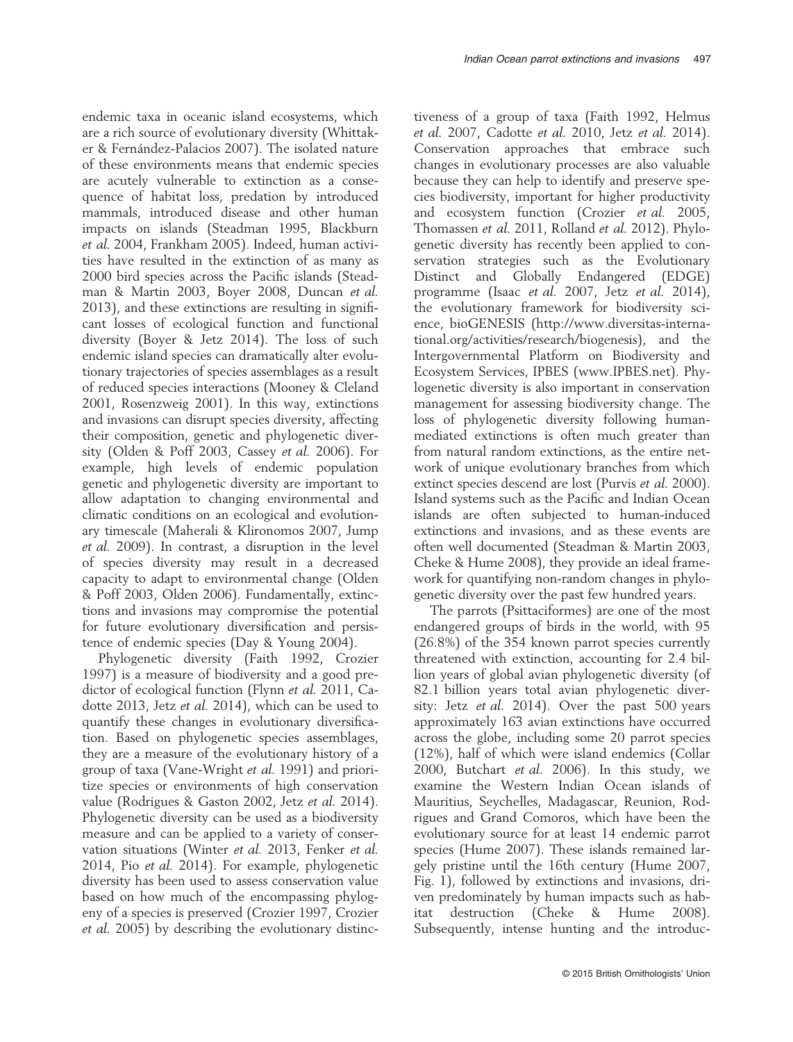endemic taxa in oceanic island ecosystems, which are a rich source of evolutionary diversity (Whittaker & Fernández-Palacios 2007). The isolated nature of these environments means that endemic species are acutely vulnerable to extinction as a consequence of habitat loss, predation by introduced mammals, introduced disease and other human impacts on islands (Steadman 1995, Blackburn *et al.* 2004, Frankham 2005). Indeed, human activities have resulted in the extinction of as many as 2000 bird species across the Pacific islands (Steadman & Martin 2003, Boyer 2008, Duncan *et al.* 2013), and these extinctions are resulting in significant losses of ecological function and functional diversity (Boyer & Jetz 2014). The loss of such endemic island species can dramatically alter evolutionary trajectories of species assemblages as a result of reduced species interactions (Mooney & Cleland 2001, Rosenzweig 2001). In this way, extinctions and invasions can disrupt species diversity, affecting their composition, genetic and phylogenetic diversity (Olden & Poff 2003, Cassey *et al.* 2006). For example, high levels of endemic population genetic and phylogenetic diversity are important to allow adaptation to changing environmental and climatic conditions on an ecological and evolutionary timescale (Maherali & Klironomos 2007, Jump *et al.* 2009). In contrast, a disruption in the level of species diversity may result in a decreased capacity to adapt to environmental change (Olden & Poff 2003, Olden 2006). Fundamentally, extinctions and invasions may compromise the potential for future evolutionary diversification and persistence of endemic species (Day & Young 2004).

Phylogenetic diversity (Faith 1992, Crozier 1997) is a measure of biodiversity and a good predictor of ecological function (Flynn *et al.* 2011, Cadotte 2013, Jetz *et al.* 2014), which can be used to quantify these changes in evolutionary diversification. Based on phylogenetic species assemblages, they are a measure of the evolutionary history of a group of taxa (Vane-Wright *et al.* 1991) and prioritize species or environments of high conservation value (Rodrigues & Gaston 2002, Jetz *et al.* 2014). Phylogenetic diversity can be used as a biodiversity measure and can be applied to a variety of conservation situations (Winter *et al.* 2013, Fenker *et al.* 2014, Pio *et al.* 2014). For example, phylogenetic diversity has been used to assess conservation value based on how much of the encompassing phylogeny of a species is preserved (Crozier 1997, Crozier *et al.* 2005) by describing the evolutionary distinctiveness of a group of taxa (Faith 1992, Helmus *et al.* 2007, Cadotte *et al.* 2010, Jetz *et al.* 2014). Conservation approaches that embrace such changes in evolutionary processes are also valuable because they can help to identify and preserve species biodiversity, important for higher productivity and ecosystem function (Crozier *et al.* 2005, Thomassen *et al.* 2011, Rolland *et al.* 2012). Phylogenetic diversity has recently been applied to conservation strategies such as the Evolutionary Distinct and Globally Endangered (EDGE) programme (Isaac *et al.* 2007, Jetz *et al.* 2014), the evolutionary framework for biodiversity science, bioGENESIS (http://www.diversitas-international.org/activities/research/biogenesis), and the Intergovernmental Platform on Biodiversity and Ecosystem Services, IPBES (www.IPBES.net). Phylogenetic diversity is also important in conservation management for assessing biodiversity change. The loss of phylogenetic diversity following human-mediated extinctions is often much greater than from natural random extinctions, as the entire network of unique evolutionary branches from which extinct species descend are lost (Purvis *et al.* 2000). Island systems such as the Pacific and Indian Ocean islands are often subjected to human-induced extinctions and invasions, and as these events are often well documented (Steadman & Martin 2003, Cheke & Hume 2008), they provide an ideal framework for quantifying non-random changes in phylogenetic diversity over the past few hundred years.

The parrots (Psittaciformes) are one of the most endangered groups of birds in the world, with 95 (26.8%) of the 354 known parrot species currently threatened with extinction, accounting for 2.4 billion years of global avian phylogenetic diversity (of 82.1 billion years total avian phylogenetic diversity: Jetz *et al.* 2014). Over the past 500 years approximately 163 avian extinctions have occurred across the globe, including some 20 parrot species (12%), half of which were island endemics (Collar 2000, Butchart *et al.* 2006). In this study, we examine the Western Indian Ocean islands of Mauritius, Seychelles, Madagascar, Reunion, Rodrigues and Grand Comoros, which have been the evolutionary source for at least 14 endemic parrot species (Hume 2007). These islands remained largely pristine until the 16th century (Hume 2007, Fig. 1), followed by extinctions and invasions, driven predominately by human impacts such as habitat destruction (Cheke & Hume 2008). Subsequently, intense hunting and the introduc-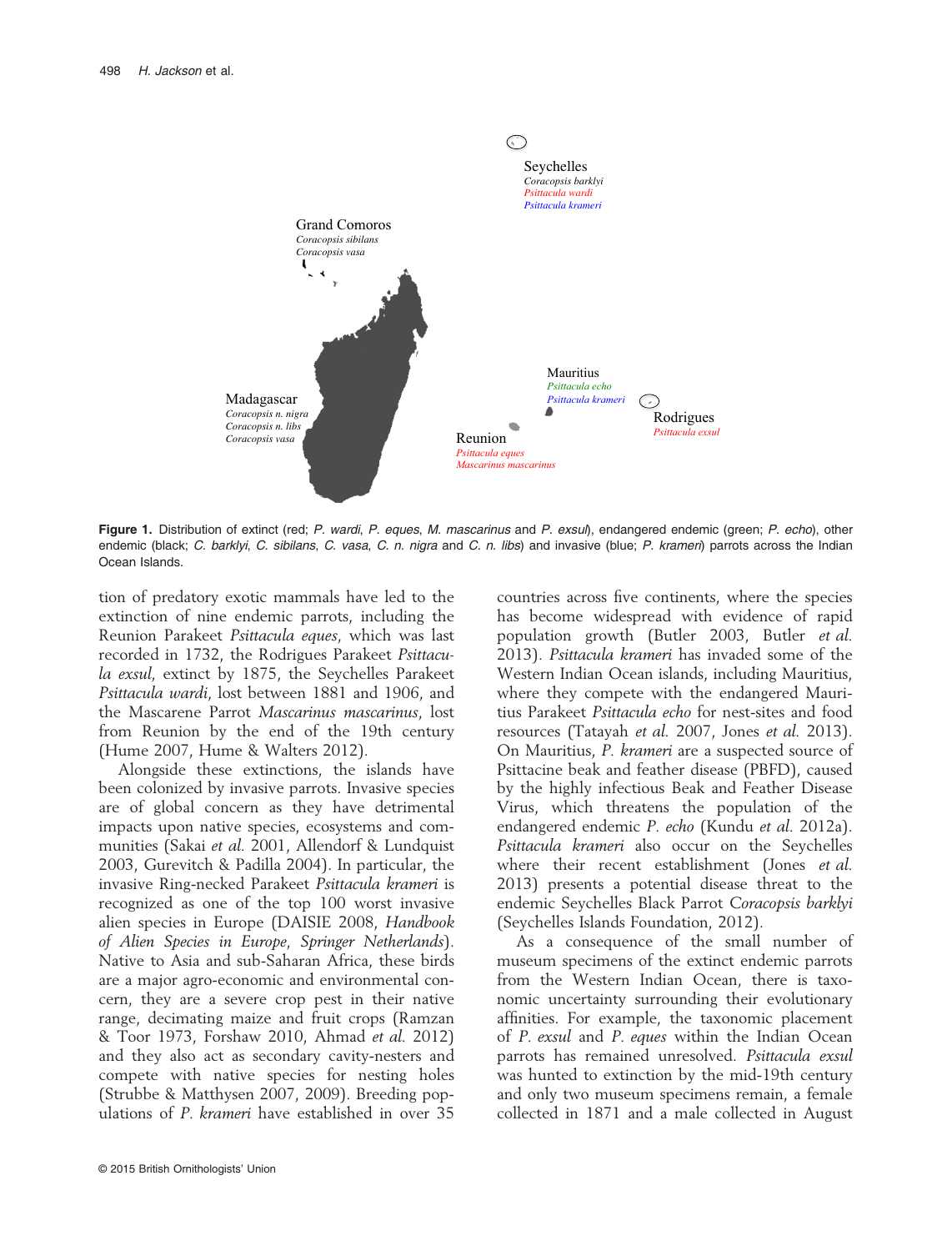**Figure 1.** Distribution of extinct (red; *P. wardi*, *P. eques*, *M. mascarinus* and *P. exsul*), endangered endemic (green; *P. echo*), other endemic (black; *C. barklyi*, *C. sibilans*, *C. vasa*, *C. n. nigra* and *C. n. libs*) and invasive (blue; *P. krameri*) parrots across the Indian Ocean Islands.

tion of predatory exotic mammals have led to the extinction of nine endemic parrots, including the Reunion Parakeet *Psittacula eques*, which was last recorded in 1732, the Rodrigues Parakeet *Psittacula exsul*, extinct by 1875, the Seychelles Parakeet *Psittacula wardi*, lost between 1881 and 1906, and the Mascarene Parrot *Mascarinus mascarinus*, lost from Reunion by the end of the 19th century (Hume 2007, Hume & Walters 2012).

Alongside these extinctions, the islands have been colonized by invasive parrots. Invasive species are of global concern as they have detrimental impacts upon native species, ecosystems and communities (Sakai *et al.* 2001, Allendorf & Lundquist 2003, Gurevitch & Padilla 2004). In particular, the invasive Ring-necked Parakeet *Psittacula krameri* is recognized as one of the top 100 worst invasive alien species in Europe (DAISIE 2008, *Handbook of Alien Species in Europe, Springer Netherlands*). Native to Asia and sub-Saharan Africa, these birds are a major agro-economic and environmental concern, they are a severe crop pest in their native range, decimating maize and fruit crops (Ramzan & Toor 1973, Forshaw 2010, Ahmad *et al.* 2012) and they also act as secondary cavity-nesters and compete with native species for nesting holes (Strubbe & Matthysen 2007, 2009). Breeding populations of *P. krameri* have established in over 35 countries across five continents, where the species has become widespread with evidence of rapid population growth (Butler 2003, Butler *et al.* 2013). *Psittacula krameri* has invaded some of the Western Indian Ocean islands, including Mauritius, where they compete with the endangered Mauritius Parakeet *Psittacula echo* for nest-sites and food resources (Tatayah *et al.* 2007, Jones *et al.* 2013). On Mauritius, *P. krameri* are a suspected source of Psittacine beak and feather disease (PBFD), caused by the highly infectious Beak and Feather Disease Virus, which threatens the population of the endangered endemic *P. echo* (Kundu *et al.* 2012a). *Psittacula krameri* also occur on the Seychelles where their recent establishment (Jones *et al.* 2013) presents a potential disease threat to the endemic Seychelles Black Parrot *Coracopsis barklyi* (Seychelles Islands Foundation, 2012).

As a consequence of the small number of museum specimens of the extinct endemic parrots from the Western Indian Ocean, there is taxonomic uncertainty surrounding their evolutionary affinities. For example, the taxonomic placement of *P. exsul* and *P. eques* within the Indian Ocean parrots has remained unresolved. *Psittacula exsul* was hunted to extinction by the mid-19th century and only two museum specimens remain, a female collected in 1871 and a male collected in August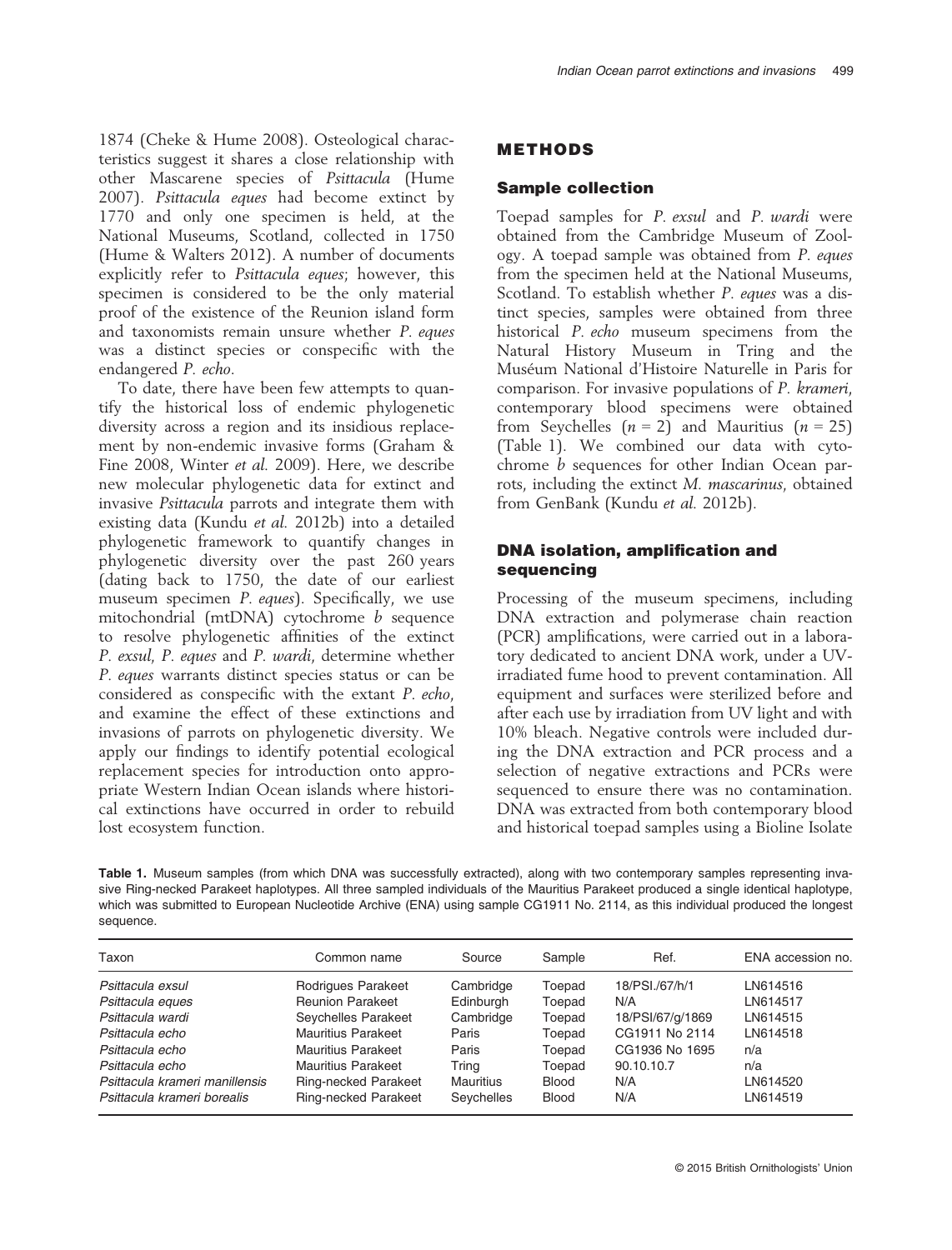1874 (Cheke & Hume 2008). Osteological characteristics suggest it shares a close relationship with other Mascarene species of *Psittacula* (Hume 2007). *Psittacula eques* had become extinct by 1770 and only one specimen is held, at the National Museums, Scotland, collected in 1750 (Hume & Walters 2012). A number of documents explicitly refer to *Psittacula eques*; however, this specimen is considered to be the only material proof of the existence of the Reunion island form and taxonomists remain unsure whether *P. eques* was a distinct species or conspecific with the endangered *P. echo*.

To date, there have been few attempts to quantify the historical loss of endemic phylogenetic diversity across a region and its insidious replacement by non-endemic invasive forms (Graham & Fine 2008, Winter *et al.* 2009). Here, we describe new molecular phylogenetic data for extinct and invasive *Psittacula* parrots and integrate them with existing data (Kundu *et al.* 2012b) into a detailed phylogenetic framework to quantify changes in phylogenetic diversity over the past 260 years (dating back to 1750, the date of our earliest museum specimen *P. eques*). Specifically, we use mitochondrial (mtDNA) cytochrome *b* sequence to resolve phylogenetic affinities of the extinct *P. exsul*, *P. eques* and *P. wardi*, determine whether *P. eques* warrants distinct species status or can be considered as conspecific with the extant *P. echo*, and examine the effect of these extinctions and invasions of parrots on phylogenetic diversity. We apply our findings to identify potential ecological replacement species for introduction onto appropriate Western Indian Ocean islands where historical extinctions have occurred in order to rebuild lost ecosystem function.

## METHODS

### Sample collection

Toepad samples for *P. exsul* and *P. wardi* were obtained from the Cambridge Museum of Zoology. A toepad sample was obtained from *P. eques* from the specimen held at the National Museums, Scotland. To establish whether *P. eques* was a distinct species, samples were obtained from three historical *P. echo* museum specimens from the Natural History Museum in Tring and the Muséum National d'Histoire Naturelle in Paris for comparison. For invasive populations of *P. krameri*, contemporary blood specimens were obtained from Seychelles ($n = 2$) and Mauritius ($n = 25$) (Table 1). We combined our data with cytochrome *b* sequences for other Indian Ocean parrots, including the extinct *M. mascarinus*, obtained from GenBank (Kundu *et al.* 2012b).

### DNA isolation, amplification and sequencing

Processing of the museum specimens, including DNA extraction and polymerase chain reaction (PCR) amplifications, were carried out in a laboratory dedicated to ancient DNA work, under a UV-irradiated fume hood to prevent contamination. All equipment and surfaces were sterilized before and after each use by irradiation from UV light and with 10% bleach. Negative controls were included during the DNA extraction and PCR process and a selection of negative extractions and PCRs were sequenced to ensure there was no contamination. DNA was extracted from both contemporary blood and historical toepad samples using a Bioline Isolate

**Table 1.** Museum samples (from which DNA was successfully extracted), along with two contemporary samples representing invasive Ring-necked Parakeet haplotypes. All three sampled individuals of the Mauritius Parakeet produced a single identical haplotype, which was submitted to European Nucleotide Archive (ENA) using sample CG1911 No. 2114, as this individual produced the longest sequence.

| Taxon | Common name | Source | Sample | Ref. | ENA accession no. |
|---|---|---|---|---|---|
| *Psittacula exsul* | Rodrigues Parakeet | Cambridge | Toepad | 18/PSI./67/h/1 | LN614516 |
| *Psittacula eques* | Reunion Parakeet | Edinburgh | Toepad | N/A | LN614517 |
| *Psittacula wardi* | Seychelles Parakeet | Cambridge | Toepad | 18/PSI/67/g/1869 | LN614515 |
| *Psittacula echo* | Mauritius Parakeet | Paris | Toepad | CG1911 No 2114 | LN614518 |
| *Psittacula echo* | Mauritius Parakeet | Paris | Toepad | CG1936 No 1695 | n/a |
| *Psittacula echo* | Mauritius Parakeet | Tring | Toepad | 90.10.10.7 | n/a |
| *Psittacula krameri manillensis* | Ring-necked Parakeet | Mauritius | Blood | N/A | LN614520 |
| *Psittacula krameri borealis* | Ring-necked Parakeet | Seychelles | Blood | N/A | LN614519 |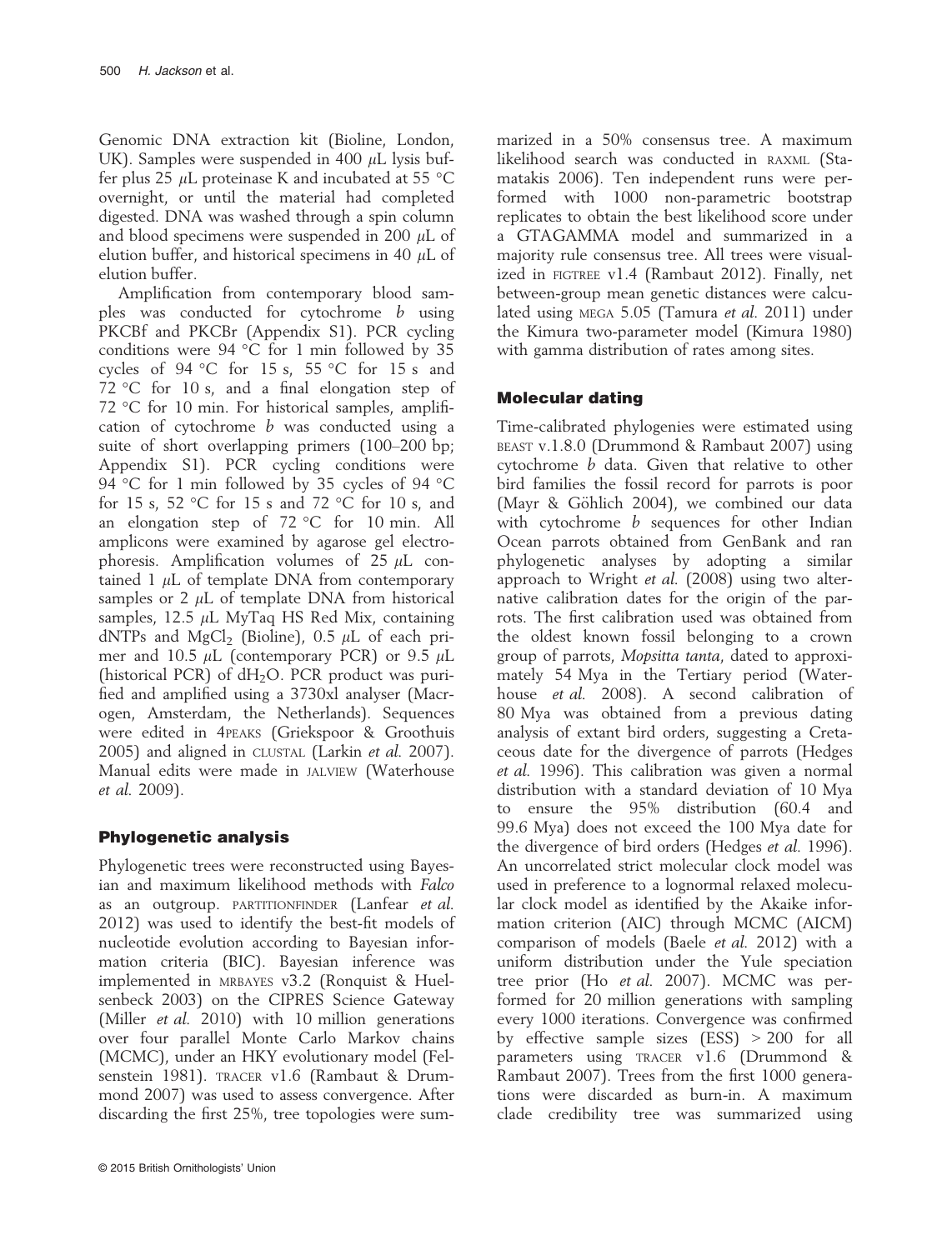Genomic DNA extraction kit (Bioline, London, UK). Samples were suspended in 400 μL lysis buffer plus 25 μL proteinase K and incubated at 55 °C overnight, or until the material had completed digested. DNA was washed through a spin column and blood specimens were suspended in 200 μL of elution buffer, and historical specimens in 40 μL of elution buffer.

Amplification from contemporary blood samples was conducted for cytochrome *b* using PKCBf and PKCBr (Appendix S1). PCR cycling conditions were 94 °C for 1 min followed by 35 cycles of 94 °C for 15 s, 55 °C for 15 s and 72 °C for 10 s, and a final elongation step of 72 °C for 10 min. For historical samples, amplification of cytochrome *b* was conducted using a suite of short overlapping primers (100–200 bp; Appendix S1). PCR cycling conditions were 94 °C for 1 min followed by 35 cycles of 94 °C for 15 s, 52 °C for 15 s and 72 °C for 10 s, and an elongation step of 72 °C for 10 min. All amplicons were examined by agarose gel electrophoresis. Amplification volumes of 25 μL contained 1 μL of template DNA from contemporary samples or 2 μL of template DNA from historical samples, 12.5 μL MyTaq HS Red Mix, containing dNTPs and $MgCl_2$ (Bioline), 0.5 μL of each primer and 10.5 μL (contemporary PCR) or 9.5 μL (historical PCR) of $dH_2O$. PCR product was purified and amplified using a 3730xl analyser (Macrogen, Amsterdam, the Netherlands). Sequences were edited in 4PEAKS (Griekspoor & Groothuis 2005) and aligned in CLUSTAL (Larkin *et al.* 2007). Manual edits were made in JALVIEW (Waterhouse *et al.* 2009).

## Phylogenetic analysis

Phylogenetic trees were reconstructed using Bayesian and maximum likelihood methods with *Falco* as an outgroup. PARTITIONFINDER (Lanfear *et al.* 2012) was used to identify the best-fit models of nucleotide evolution according to Bayesian information criteria (BIC). Bayesian inference was implemented in MRBAYES v3.2 (Ronquist & Huelsenbeck 2003) on the CIPRES Science Gateway (Miller *et al.* 2010) with 10 million generations over four parallel Monte Carlo Markov chains (MCMC), under an HKY evolutionary model (Felsenstein 1981). TRACER v1.6 (Rambaut & Drummond 2007) was used to assess convergence. After discarding the first 25%, tree topologies were summarized in a 50% consensus tree. A maximum likelihood search was conducted in RAXML (Stamatakis 2006). Ten independent runs were performed with 1000 non-parametric bootstrap replicates to obtain the best likelihood score under a GTAGAMMA model and summarized in a majority rule consensus tree. All trees were visualized in FIGTREE v1.4 (Rambaut 2012). Finally, net between-group mean genetic distances were calculated using MEGA 5.05 (Tamura *et al.* 2011) under the Kimura two-parameter model (Kimura 1980) with gamma distribution of rates among sites.

## Molecular dating

Time-calibrated phylogenies were estimated using BEAST v.1.8.0 (Drummond & Rambaut 2007) using cytochrome *b* data. Given that relative to other bird families the fossil record for parrots is poor (Mayr & Göhlich 2004), we combined our data with cytochrome *b* sequences for other Indian Ocean parrots obtained from GenBank and ran phylogenetic analyses by adopting a similar approach to Wright *et al.* (2008) using two alternative calibration dates for the origin of the parrots. The first calibration used was obtained from the oldest known fossil belonging to a crown group of parrots, *Mopsitta tanta*, dated to approximately 54 Mya in the Tertiary period (Waterhouse *et al.* 2008). A second calibration of 80 Mya was obtained from a previous dating analysis of extant bird orders, suggesting a Cretaceous date for the divergence of parrots (Hedges *et al.* 1996). This calibration was given a normal distribution with a standard deviation of 10 Mya to ensure the 95% distribution (60.4 and 99.6 Mya) does not exceed the 100 Mya date for the divergence of bird orders (Hedges *et al.* 1996). An uncorrelated strict molecular clock model was used in preference to a lognormal relaxed molecular clock model as identified by the Akaike information criterion (AIC) through MCMC (AICM) comparison of models (Baele *et al.* 2012) with a uniform distribution under the Yule speciation tree prior (Ho *et al.* 2007). MCMC was performed for 20 million generations with sampling every 1000 iterations. Convergence was confirmed by effective sample sizes (ESS) > 200 for all parameters using TRACER v1.6 (Drummond & Rambaut 2007). Trees from the first 1000 generations were discarded as burn-in. A maximum clade credibility tree was summarized using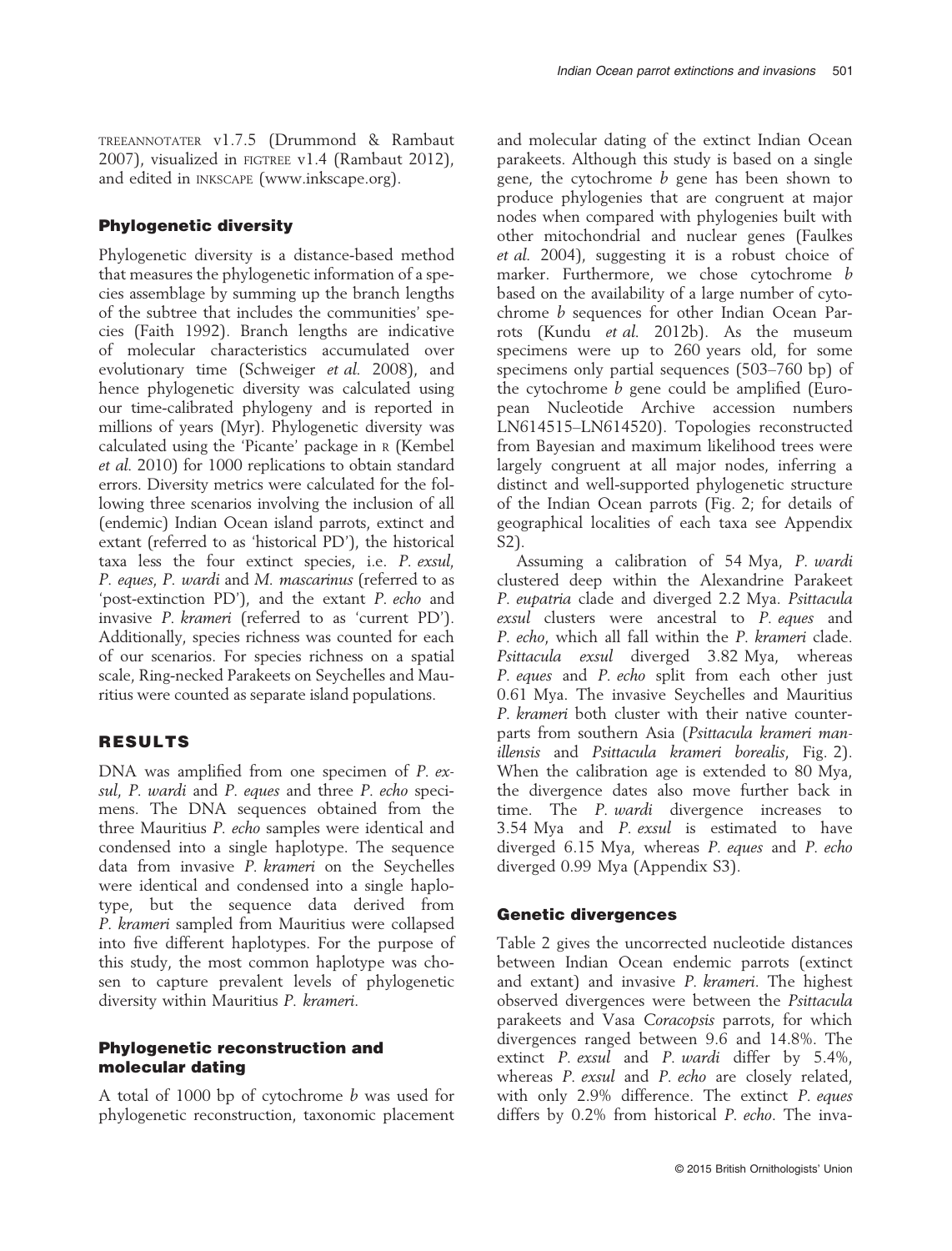TREEANNOTATER v1.7.5 (Drummond & Rambaut 2007), visualized in FIGTREE v1.4 (Rambaut 2012), and edited in INKSCAPE (www.inkscape.org).

### Phylogenetic diversity

Phylogenetic diversity is a distance-based method that measures the phylogenetic information of a species assemblage by summing up the branch lengths of the subtree that includes the communities' species (Faith 1992). Branch lengths are indicative of molecular characteristics accumulated over evolutionary time (Schweiger *et al.* 2008), and hence phylogenetic diversity was calculated using our time-calibrated phylogeny and is reported in millions of years (Myr). Phylogenetic diversity was calculated using the 'Picante' package in R (Kembel *et al.* 2010) for 1000 replications to obtain standard errors. Diversity metrics were calculated for the following three scenarios involving the inclusion of all (endemic) Indian Ocean island parrots, extinct and extant (referred to as 'historical PD'), the historical taxa less the four extinct species, i.e. *P. exsul*, *P. eques*, *P. wardi* and *M. mascarinus* (referred to as 'post-extinction PD'), and the extant *P. echo* and invasive *P. krameri* (referred to as 'current PD'). Additionally, species richness was counted for each of our scenarios. For species richness on a spatial scale, Ring-necked Parakeets on Seychelles and Mauritius were counted as separate island populations.

## RESULTS

DNA was amplified from one specimen of *P. exsul*, *P. wardi* and *P. eques* and three *P. echo* specimens. The DNA sequences obtained from the three Mauritius *P. echo* samples were identical and condensed into a single haplotype. The sequence data from invasive *P. krameri* on the Seychelles were identical and condensed into a single haplotype, but the sequence data derived from *P. krameri* sampled from Mauritius were collapsed into five different haplotypes. For the purpose of this study, the most common haplotype was chosen to capture prevalent levels of phylogenetic diversity within Mauritius *P. krameri*.

### Phylogenetic reconstruction and molecular dating

A total of 1000 bp of cytochrome *b* was used for phylogenetic reconstruction, taxonomic placement and molecular dating of the extinct Indian Ocean parakeets. Although this study is based on a single gene, the cytochrome *b* gene has been shown to produce phylogenies that are congruent at major nodes when compared with phylogenies built with other mitochondrial and nuclear genes (Faulkes *et al.* 2004), suggesting it is a robust choice of marker. Furthermore, we chose cytochrome *b* based on the availability of a large number of cytochrome *b* sequences for other Indian Ocean Parrots (Kundu *et al.* 2012b). As the museum specimens were up to 260 years old, for some specimens only partial sequences (503–760 bp) of the cytochrome *b* gene could be amplified (European Nucleotide Archive accession numbers LN614515–LN614520). Topologies reconstructed from Bayesian and maximum likelihood trees were largely congruent at all major nodes, inferring a distinct and well-supported phylogenetic structure of the Indian Ocean parrots (Fig. 2; for details of geographical localities of each taxa see Appendix S2).

Assuming a calibration of 54 Mya, *P. wardi* clustered deep within the Alexandrine Parakeet *P. eupatria* clade and diverged 2.2 Mya. *Psittacula exsul* clusters were ancestral to *P. eques* and *P. echo*, which all fall within the *P. krameri* clade. *Psittacula exsul* diverged 3.82 Mya, whereas *P. eques* and *P. echo* split from each other just 0.61 Mya. The invasive Seychelles and Mauritius *P. krameri* both cluster with their native counterparts from southern Asia (*Psittacula krameri manillensis* and *Psittacula krameri borealis*, Fig. 2). When the calibration age is extended to 80 Mya, the divergence dates also move further back in time. The *P. wardi* divergence increases to 3.54 Mya and *P. exsul* is estimated to have diverged 6.15 Mya, whereas *P. eques* and *P. echo* diverged 0.99 Mya (Appendix S3).

### Genetic divergences

Table 2 gives the uncorrected nucleotide distances between Indian Ocean endemic parrots (extinct and extant) and invasive *P. krameri*. The highest observed divergences were between the *Psittacula* parakeets and Vasa *Coracopsis* parrots, for which divergences ranged between 9.6 and 14.8%. The extinct *P. exsul* and *P. wardi* differ by 5.4%, whereas *P. exsul* and *P. echo* are closely related, with only 2.9% difference. The extinct *P. eques* differs by 0.2% from historical *P. echo*. The inva-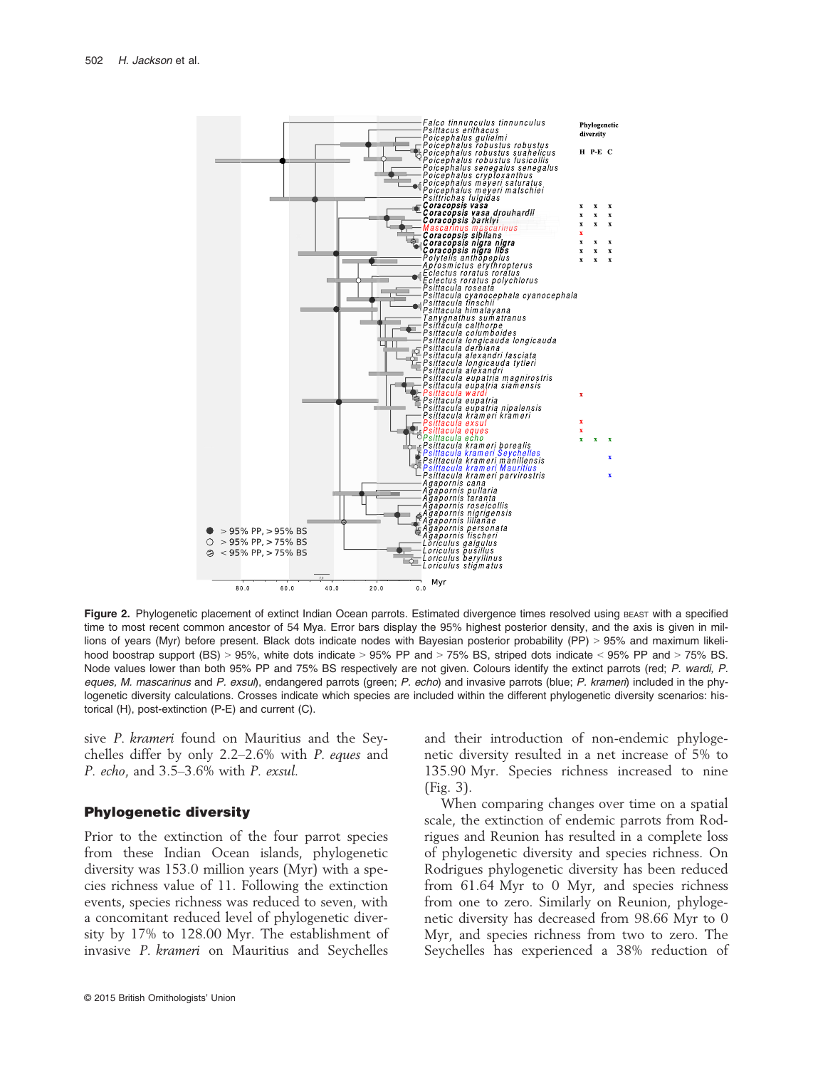Figure 2. Phylogenetic placement of extinct Indian Ocean parrots. Estimated divergence times resolved using BEAST with a specified time to most recent common ancestor of 54 Mya. Error bars display the 95% highest posterior density, and the axis is given in millions of years (Myr) before present. Black dots indicate nodes with Bayesian posterior probability (PP) > 95% and maximum likelihood boostrap support (BS) > 95%, white dots indicate > 95% PP and > 75% BS, striped dots indicate < 95% PP and > 75% BS. Node values lower than both 95% PP and 75% BS respectively are not given. Colours identify the extinct parrots (red; *P. wardi*, *P. eques*, *M. mascarinus* and *P. exsul*), endangered parrots (green; *P. echo*) and invasive parrots (blue; *P. krameri*) included in the phylogenetic diversity calculations. Crosses indicate which species are included within the different phylogenetic diversity scenarios: historical (H), post-extinction (P-E) and current (C).

sive *P. krameri* found on Mauritius and the Seychelles differ by only 2.2–2.6% with *P. eques* and *P. echo*, and 3.5–3.6% with *P. exsul*.

### Phylogenetic diversity

Prior to the extinction of the four parrot species from these Indian Ocean islands, phylogenetic diversity was 153.0 million years (Myr) with a species richness value of 11. Following the extinction events, species richness was reduced to seven, with a concomitant reduced level of phylogenetic diversity by 17% to 128.00 Myr. The establishment of invasive *P. krameri* on Mauritius and Seychelles and their introduction of non-endemic phylogenetic diversity resulted in a net increase of 5% to 135.90 Myr. Species richness increased to nine (Fig. 3).

When comparing changes over time on a spatial scale, the extinction of endemic parrots from Rodrigues and Reunion has resulted in a complete loss of phylogenetic diversity and species richness. On Rodrigues phylogenetic diversity has been reduced from 61.64 Myr to 0 Myr, and species richness from one to zero. Similarly on Reunion, phylogenetic diversity has decreased from 98.66 Myr to 0 Myr, and species richness from two to zero. The Seychelles has experienced a 38% reduction of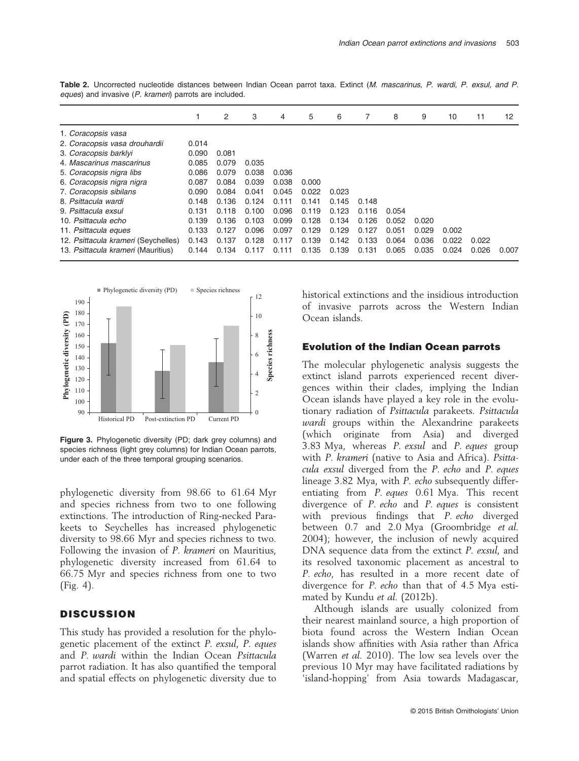**Table 2.** Uncorrected nucleotide distances between Indian Ocean parrot taxa. Extinct (*M. mascarinus*, *P. wardi*, *P. exsul*, and *P. eques*) and invasive (*P. krameri*) parrots are included.

| | 1 | 2 | 3 | 4 | 5 | 6 | 7 | 8 | 9 | 10 | 11 | 12 |
|---|---|---|---|---|---|---|---|---|---|---|---|---|
| 1. *Coracopsis vasa* | | | | | | | | | | | | |
| 2. *Coracopsis vasa drouhardii* | 0.014 | | | | | | | | | | | |
| 3. *Coracopsis barklyi* | 0.090 | 0.081 | | | | | | | | | | |
| 4. *Mascarinus mascarinus* | 0.085 | 0.079 | 0.035 | | | | | | | | | |
| 5. *Coracopsis nigra libs* | 0.086 | 0.079 | 0.038 | 0.036 | | | | | | | | |
| 6. *Coracopsis nigra nigra* | 0.087 | 0.084 | 0.039 | 0.038 | 0.000 | | | | | | | |
| 7. *Coracopsis sibilans* | 0.090 | 0.084 | 0.041 | 0.045 | 0.022 | 0.023 | | | | | | |
| 8. *Psittacula wardi* | 0.148 | 0.136 | 0.124 | 0.111 | 0.141 | 0.145 | 0.148 | | | | | |
| 9. *Psittacula exsul* | 0.131 | 0.118 | 0.100 | 0.096 | 0.119 | 0.123 | 0.116 | 0.054 | | | | |
| 10. *Psittacula echo* | 0.139 | 0.136 | 0.103 | 0.099 | 0.128 | 0.134 | 0.126 | 0.052 | 0.020 | | | |
| 11. *Psittacula eques* | 0.133 | 0.127 | 0.096 | 0.097 | 0.129 | 0.129 | 0.127 | 0.051 | 0.029 | 0.002 | | |
| 12. *Psittacula krameri* (Seychelles) | 0.143 | 0.137 | 0.128 | 0.117 | 0.139 | 0.142 | 0.133 | 0.064 | 0.036 | 0.022 | 0.022 | |
| 13. *Psittacula krameri* (Mauritius) | 0.144 | 0.134 | 0.117 | 0.111 | 0.135 | 0.139 | 0.131 | 0.065 | 0.035 | 0.024 | 0.026 | 0.007 |

**Figure 3.** Phylogenetic diversity (PD; dark grey columns) and species richness (light grey columns) for Indian Ocean parrots, under each of the three temporal grouping scenarios.

phylogenetic diversity from 98.66 to 61.64 Myr and species richness from two to one following extinctions. The introduction of Ring-necked Parakeets to Seychelles has increased phylogenetic diversity to 98.66 Myr and species richness to two. Following the invasion of *P. krameri* on Mauritius, phylogenetic diversity increased from 61.64 to 66.75 Myr and species richness from one to two (Fig. 4).

## DISCUSSION

This study has provided a resolution for the phylogenetic placement of the extinct *P. exsul*, *P. eques* and *P. wardi* within the Indian Ocean *Psittacula* parrot radiation. It has also quantified the temporal and spatial effects on phylogenetic diversity due to historical extinctions and the insidious introduction of invasive parrots across the Western Indian Ocean islands.

### Evolution of the Indian Ocean parrots

The molecular phylogenetic analysis suggests the extinct island parrots experienced recent divergences within their clades, implying the Indian Ocean islands have played a key role in the evolutionary radiation of *Psittacula* parakeets. *Psittacula wardi* groups within the Alexandrine parakeets (which originate from Asia) and diverged 3.83 Mya, whereas *P. exsul* and *P. eques* group with *P. krameri* (native to Asia and Africa). *Psittacula exsul* diverged from the *P. echo* and *P. eques* lineage 3.82 Mya, with *P. echo* subsequently differentiating from *P. eques* 0.61 Mya. This recent divergence of *P. echo* and *P. eques* is consistent with previous findings that *P. echo* diverged between 0.7 and 2.0 Mya (Groombridge *et al.* 2004); however, the inclusion of newly acquired DNA sequence data from the extinct *P. exsul*, and its resolved taxonomic placement as ancestral to *P. echo*, has resulted in a more recent date of divergence for *P. echo* than that of 4.5 Mya estimated by Kundu *et al.* (2012b).

Although islands are usually colonized from their nearest mainland source, a high proportion of biota found across the Western Indian Ocean islands show affinities with Asia rather than Africa (Warren *et al.* 2010). The low sea levels over the previous 10 Myr may have facilitated radiations by 'island-hopping' from Asia towards Madagascar,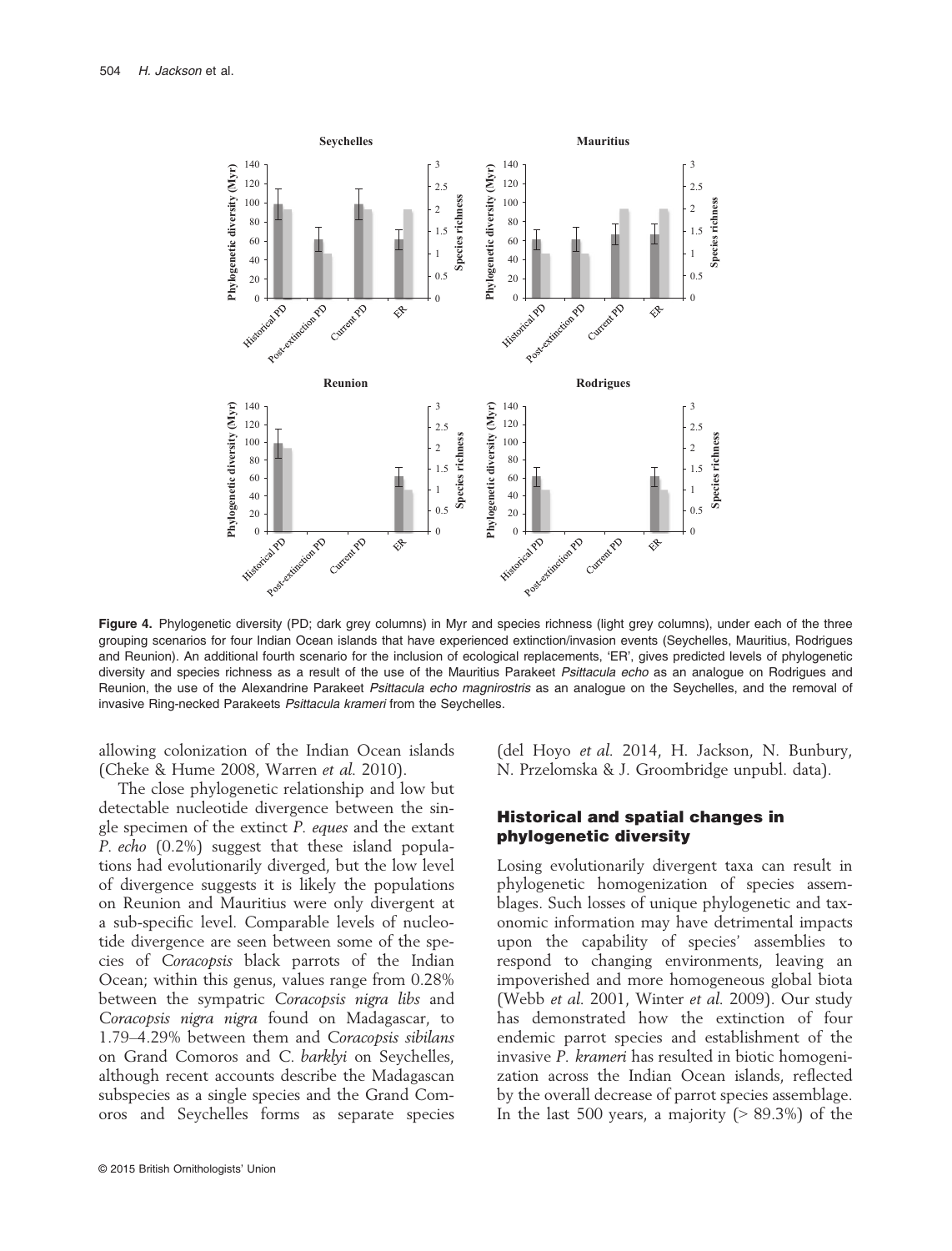**Figure 4.** Phylogenetic diversity (PD; dark grey columns) in Myr and species richness (light grey columns), under each of the three grouping scenarios for four Indian Ocean islands that have experienced extinction/invasion events (Seychelles, Mauritius, Rodrigues and Reunion). An additional fourth scenario for the inclusion of ecological replacements, 'ER', gives predicted levels of phylogenetic diversity and species richness as a result of the use of the Mauritius Parakeet *Psittacula echo* as an analogue on Rodrigues and Reunion, the use of the Alexandrine Parakeet *Psittacula echo magnirostris* as an analogue on the Seychelles, and the removal of invasive Ring-necked Parakeets *Psittacula krameri* from the Seychelles.

allowing colonization of the Indian Ocean islands (Cheke & Hume 2008, Warren *et al.* 2010).

The close phylogenetic relationship and low but detectable nucleotide divergence between the single specimen of the extinct *P. eques* and the extant *P. echo* (0.2%) suggest that these island populations had evolutionarily diverged, but the low level of divergence suggests it is likely the populations on Reunion and Mauritius were only divergent at a sub-specific level. Comparable levels of nucleotide divergence are seen between some of the species of *Coracopsis* black parrots of the Indian Ocean; within this genus, values range from 0.28% between the sympatric *Coracopsis nigra libs* and *Coracopsis nigra nigra* found on Madagascar, to 1.79–4.29% between them and *Coracopsis sibilans* on Grand Comoros and *C. barklyi* on Seychelles, although recent accounts describe the Madagascan subspecies as a single species and the Grand Comoros and Seychelles forms as separate species (del Hoyo *et al.* 2014, H. Jackson, N. Bunbury, N. Przelomska & J. Groombridge unpubl. data).

## Historical and spatial changes in phylogenetic diversity

Losing evolutionarily divergent taxa can result in phylogenetic homogenization of species assemblages. Such losses of unique phylogenetic and taxonomic information may have detrimental impacts upon the capability of species' assemblies to respond to changing environments, leaving an impoverished and more homogeneous global biota (Webb *et al.* 2001, Winter *et al.* 2009). Our study has demonstrated how the extinction of four endemic parrot species and establishment of the invasive *P. krameri* has resulted in biotic homogenization across the Indian Ocean islands, reflected by the overall decrease of parrot species assemblage. In the last 500 years, a majority (> 89.3%) of the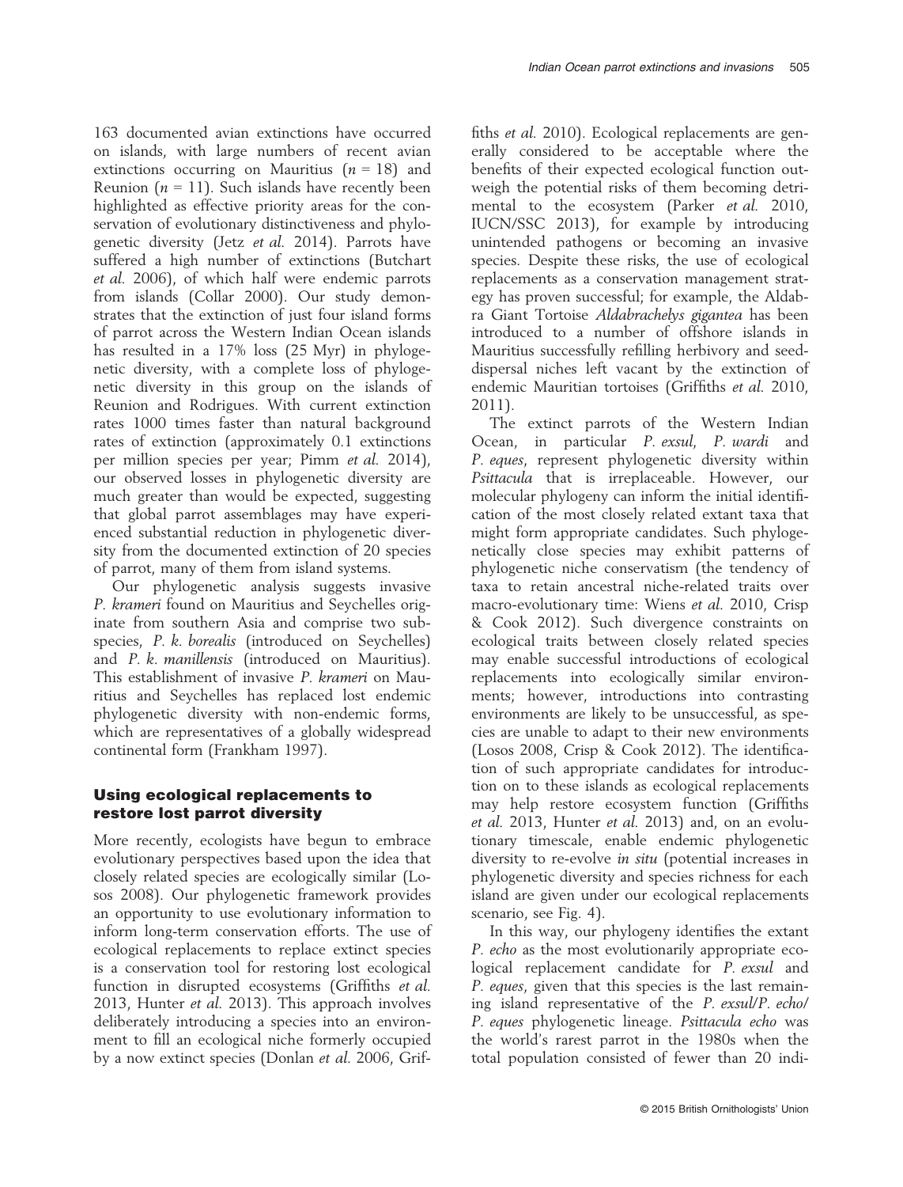163 documented avian extinctions have occurred on islands, with large numbers of recent avian extinctions occurring on Mauritius ($n = 18$) and Reunion ($n = 11$). Such islands have recently been highlighted as effective priority areas for the conservation of evolutionary distinctiveness and phylogenetic diversity (Jetz *et al.* 2014). Parrots have suffered a high number of extinctions (Butchart *et al.* 2006), of which half were endemic parrots from islands (Collar 2000). Our study demonstrates that the extinction of just four island forms of parrot across the Western Indian Ocean islands has resulted in a 17% loss (25 Myr) in phylogenetic diversity, with a complete loss of phylogenetic diversity in this group on the islands of Reunion and Rodrigues. With current extinction rates 1000 times faster than natural background rates of extinction (approximately 0.1 extinctions per million species per year; Pimm *et al.* 2014), our observed losses in phylogenetic diversity are much greater than would be expected, suggesting that global parrot assemblages may have experienced substantial reduction in phylogenetic diversity from the documented extinction of 20 species of parrot, many of them from island systems.

Our phylogenetic analysis suggests invasive *P. krameri* found on Mauritius and Seychelles originate from southern Asia and comprise two subspecies, *P. k. borealis* (introduced on Seychelles) and *P. k. manillensis* (introduced on Mauritius). This establishment of invasive *P. krameri* on Mauritius and Seychelles has replaced lost endemic phylogenetic diversity with non-endemic forms, which are representatives of a globally widespread continental form (Frankham 1997).

## Using ecological replacements to restore lost parrot diversity

More recently, ecologists have begun to embrace evolutionary perspectives based upon the idea that closely related species are ecologically similar (Losos 2008). Our phylogenetic framework provides an opportunity to use evolutionary information to inform long-term conservation efforts. The use of ecological replacements to replace extinct species is a conservation tool for restoring lost ecological function in disrupted ecosystems (Griffiths *et al.* 2013, Hunter *et al.* 2013). This approach involves deliberately introducing a species into an environment to fill an ecological niche formerly occupied by a now extinct species (Donlan *et al.* 2006, Griffiths *et al.* 2010). Ecological replacements are generally considered to be acceptable where the benefits of their expected ecological function outweigh the potential risks of them becoming detrimental to the ecosystem (Parker *et al.* 2010, IUCN/SSC 2013), for example by introducing unintended pathogens or becoming an invasive species. Despite these risks, the use of ecological replacements as a conservation management strategy has proven successful; for example, the Aldabra Giant Tortoise *Aldabrachelys gigantea* has been introduced to a number of offshore islands in Mauritius successfully refilling herbivory and seed-dispersal niches left vacant by the extinction of endemic Mauritian tortoises (Griffiths *et al.* 2010, 2011).

The extinct parrots of the Western Indian Ocean, in particular *P. exsul*, *P. wardi* and *P. eques*, represent phylogenetic diversity within *Psittacula* that is irreplaceable. However, our molecular phylogeny can inform the initial identification of the most closely related extant taxa that might form appropriate candidates. Such phylogenetically close species may exhibit patterns of phylogenetic niche conservatism (the tendency of taxa to retain ancestral niche-related traits over macro-evolutionary time: Wiens *et al.* 2010, Crisp & Cook 2012). Such divergence constraints on ecological traits between closely related species may enable successful introductions of ecological replacements into ecologically similar environments; however, introductions into contrasting environments are likely to be unsuccessful, as species are unable to adapt to their new environments (Losos 2008, Crisp & Cook 2012). The identification of such appropriate candidates for introduction on to these islands as ecological replacements may help restore ecosystem function (Griffiths *et al.* 2013, Hunter *et al.* 2013) and, on an evolutionary timescale, enable endemic phylogenetic diversity to re-evolve *in situ* (potential increases in phylogenetic diversity and species richness for each island are given under our ecological replacements scenario, see Fig. 4).

In this way, our phylogeny identifies the extant *P. echo* as the most evolutionarily appropriate ecological replacement candidate for *P. exsul* and *P. eques*, given that this species is the last remaining island representative of the *P. exsul*/*P. echo*/*P. eques* phylogenetic lineage. *Psittacula echo* was the world's rarest parrot in the 1980s when the total population consisted of fewer than 20 indi-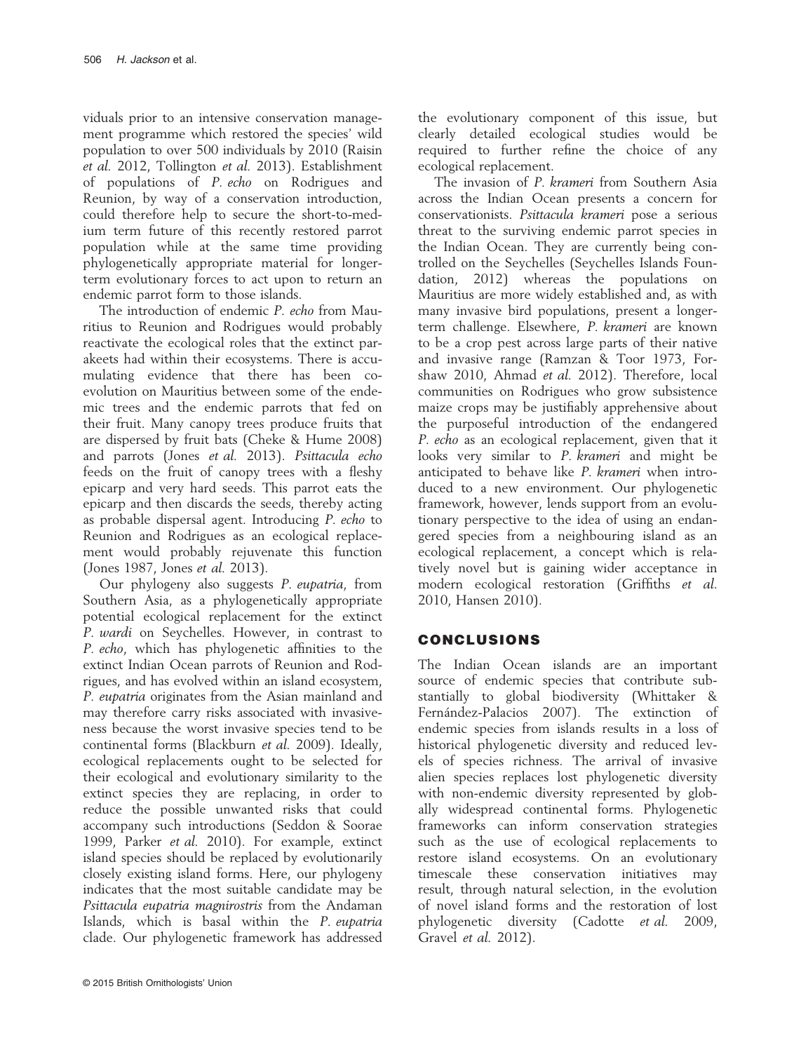viduals prior to an intensive conservation management programme which restored the species' wild population to over 500 individuals by 2010 (Raisin *et al.* 2012, Tollington *et al.* 2013). Establishment of populations of *P. echo* on Rodrigues and Reunion, by way of a conservation introduction, could therefore help to secure the short-to-medium term future of this recently restored parrot population while at the same time providing phylogenetically appropriate material for longer-term evolutionary forces to act upon to return an endemic parrot form to those islands.

The introduction of endemic *P. echo* from Mauritius to Reunion and Rodrigues would probably reactivate the ecological roles that the extinct parakeets had within their ecosystems. There is accumulating evidence that there has been co-evolution on Mauritius between some of the endemic trees and the endemic parrots that fed on their fruit. Many canopy trees produce fruits that are dispersed by fruit bats (Cheke & Hume 2008) and parrots (Jones *et al.* 2013). *Psittacula echo* feeds on the fruit of canopy trees with a fleshy epicarp and very hard seeds. This parrot eats the epicarp and then discards the seeds, thereby acting as probable dispersal agent. Introducing *P. echo* to Reunion and Rodrigues as an ecological replacement would probably rejuvenate this function (Jones 1987, Jones *et al.* 2013).

Our phylogeny also suggests *P. eupatria*, from Southern Asia, as a phylogenetically appropriate potential ecological replacement for the extinct *P. wardi* on Seychelles. However, in contrast to *P. echo*, which has phylogenetic affinities to the extinct Indian Ocean parrots of Reunion and Rodrigues, and has evolved within an island ecosystem, *P. eupatria* originates from the Asian mainland and may therefore carry risks associated with invasiveness because the worst invasive species tend to be continental forms (Blackburn *et al.* 2009). Ideally, ecological replacements ought to be selected for their ecological and evolutionary similarity to the extinct species they are replacing, in order to reduce the possible unwanted risks that could accompany such introductions (Seddon & Soorae 1999, Parker *et al.* 2010). For example, extinct island species should be replaced by evolutionarily closely existing island forms. Here, our phylogeny indicates that the most suitable candidate may be *Psittacula eupatria magnirostris* from the Andaman Islands, which is basal within the *P. eupatria* clade. Our phylogenetic framework has addressed the evolutionary component of this issue, but clearly detailed ecological studies would be required to further refine the choice of any ecological replacement.

The invasion of *P. krameri* from Southern Asia across the Indian Ocean presents a concern for conservationists. *Psittacula krameri* pose a serious threat to the surviving endemic parrot species in the Indian Ocean. They are currently being controlled on the Seychelles (Seychelles Islands Foundation, 2012) whereas the populations on Mauritius are more widely established and, as with many invasive bird populations, present a longer-term challenge. Elsewhere, *P. krameri* are known to be a crop pest across large parts of their native and invasive range (Ramzan & Toor 1973, Forshaw 2010, Ahmad *et al.* 2012). Therefore, local communities on Rodrigues who grow subsistence maize crops may be justifiably apprehensive about the purposeful introduction of the endangered *P. echo* as an ecological replacement, given that it looks very similar to *P. krameri* and might be anticipated to behave like *P. krameri* when introduced to a new environment. Our phylogenetic framework, however, lends support from an evolutionary perspective to the idea of using an endangered species from a neighbouring island as an ecological replacement, a concept which is relatively novel but is gaining wider acceptance in modern ecological restoration (Griffiths *et al.* 2010, Hansen 2010).

## CONCLUSIONS

The Indian Ocean islands are an important source of endemic species that contribute substantially to global biodiversity (Whittaker & Fernández-Palacios 2007). The extinction of endemic species from islands results in a loss of historical phylogenetic diversity and reduced levels of species richness. The arrival of invasive alien species replaces lost phylogenetic diversity with non-endemic diversity represented by globally widespread continental forms. Phylogenetic frameworks can inform conservation strategies such as the use of ecological replacements to restore island ecosystems. On an evolutionary timescale these conservation initiatives may result, through natural selection, in the evolution of novel island forms and the restoration of lost phylogenetic diversity (Cadotte *et al.* 2009, Gravel *et al.* 2012).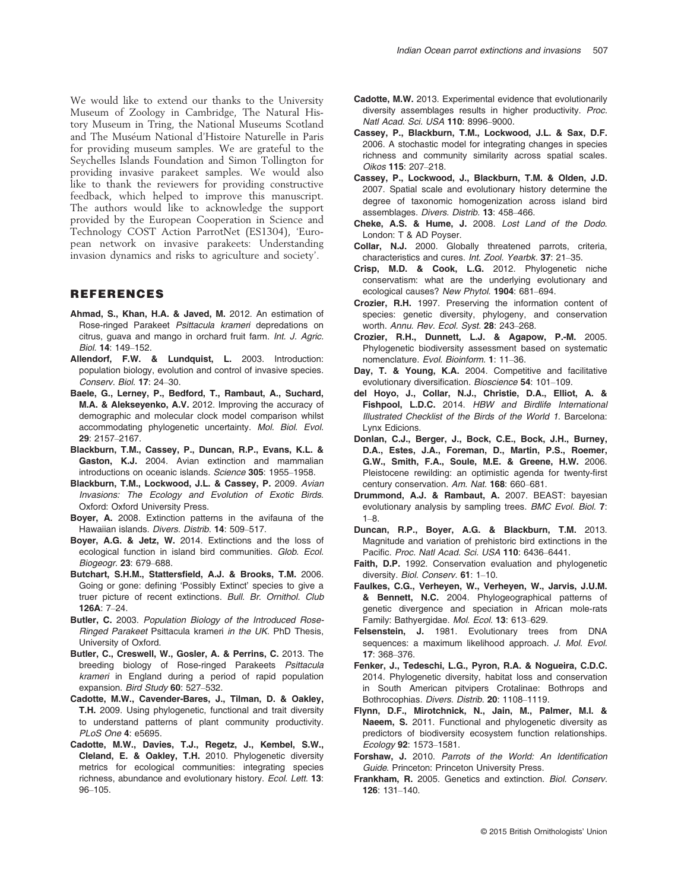We would like to extend our thanks to the University Museum of Zoology in Cambridge, The Natural History Museum in Tring, the National Museums Scotland and The Muséum National d'Histoire Naturelle in Paris for providing museum samples. We are grateful to the Seychelles Islands Foundation and Simon Tollington for providing invasive parakeet samples. We would also like to thank the reviewers for providing constructive feedback, which helped to improve this manuscript. The authors would like to acknowledge the support provided by the European Cooperation in Science and Technology COST Action ParrotNet (ES1304), 'European network on invasive parakeets: Understanding invasion dynamics and risks to agriculture and society'.

## REFERENCES

**Ahmad, S., Khan, H.A. & Javed, M.** 2012. An estimation of Rose-ringed Parakeet *Psittacula krameri* depredations on citrus, guava and mango in orchard fruit farm. *Int. J. Agric. Biol.* **14**: 149–152.

**Allendorf, F.W. & Lundquist, L.** 2003. Introduction: population biology, evolution and control of invasive species. *Conserv. Biol.* **17**: 24–30.

**Baele, G., Lerney, P., Bedford, T., Rambaut, A., Suchard, M.A. & Alekseyenko, A.V.** 2012. Improving the accuracy of demographic and molecular clock model comparison whilst accommodating phylogenetic uncertainty. *Mol. Biol. Evol.* **29**: 2157–2167.

**Blackburn, T.M., Cassey, P., Duncan, R.P., Evans, K.L. & Gaston, K.J.** 2004. Avian extinction and mammalian introductions on oceanic islands. *Science* **305**: 1955–1958.

**Blackburn, T.M., Lockwood, J.L. & Cassey, P.** 2009. *Avian Invasions: The Ecology and Evolution of Exotic Birds*. Oxford: Oxford University Press.

**Boyer, A.** 2008. Extinction patterns in the avifauna of the Hawaiian islands. *Divers. Distrib.* **14**: 509–517.

**Boyer, A.G. & Jetz, W.** 2014. Extinctions and the loss of ecological function in island bird communities. *Glob. Ecol. Biogeogr.* **23**: 679–688.

**Butchart, S.H.M., Stattersfield, A.J. & Brooks, T.M.** 2006. Going or gone: defining 'Possibly Extinct' species to give a truer picture of recent extinctions. *Bull. Br. Ornithol. Club* **126A**: 7–24.

**Butler, C.** 2003. *Population Biology of the Introduced Rose-Ringed Parakeet* Psittacula krameri *in the UK*. PhD Thesis, University of Oxford.

**Butler, C., Creswell, W., Gosler, A. & Perrins, C.** 2013. The breeding biology of Rose-ringed Parakeets *Psittacula krameri* in England during a period of rapid population expansion. *Bird Study* **60**: 527–532.

**Cadotte, M.W., Cavender-Bares, J., Tilman, D. & Oakley, T.H.** 2009. Using phylogenetic, functional and trait diversity to understand patterns of plant community productivity. *PLoS One* **4**: e5695.

**Cadotte, M.W., Davies, T.J., Regetz, J., Kembel, S.W., Cleland, E. & Oakley, T.H.** 2010. Phylogenetic diversity metrics for ecological communities: integrating species richness, abundance and evolutionary history. *Ecol. Lett.* **13**: 96–105.

**Cadotte, M.W.** 2013. Experimental evidence that evolutionarily diversity assemblages results in higher productivity. *Proc. Natl Acad. Sci. USA* **110**: 8996–9000.

**Cassey, P., Blackburn, T.M., Lockwood, J.L. & Sax, D.F.** 2006. A stochastic model for integrating changes in species richness and community similarity across spatial scales. *Oikos* **115**: 207–218.

**Cassey, P., Lockwood, J., Blackburn, T.M. & Olden, J.D.** 2007. Spatial scale and evolutionary history determine the degree of taxonomic homogenization across island bird assemblages. *Divers. Distrib.* **13**: 458–466.

**Cheke, A.S. & Hume, J.** 2008. *Lost Land of the Dodo*. London: T & AD Poyser.

**Collar, N.J.** 2000. Globally threatened parrots, criteria, characteristics and cures. *Int. Zool. Yearbk.* **37**: 21–35.

**Crisp, M.D. & Cook, L.G.** 2012. Phylogenetic niche conservatism: what are the underlying evolutionary and ecological causes? *New Phytol.* **1904**: 681–694.

**Crozier, R.H.** 1997. Preserving the information content of species: genetic diversity, phylogeny, and conservation worth. *Annu. Rev. Ecol. Syst.* **28**: 243–268.

**Crozier, R.H., Dunnett, L.J. & Agapow, P.-M.** 2005. Phylogenetic biodiversity assessment based on systematic nomenclature. *Evol. Bioinform.* **1**: 11–36.

**Day, T. & Young, K.A.** 2004. Competitive and facilitative evolutionary diversification. *Bioscience* **54**: 101–109.

**del Hoyo, J., Collar, N.J., Christie, D.A., Elliot, A. & Fishpool, L.D.C.** 2014. *HBW and Birdlife International Illustrated Checklist of the Birds of the World 1*. Barcelona: Lynx Edicions.

**Donlan, C.J., Berger, J., Bock, C.E., Bock, J.H., Burney, D.A., Estes, J.A., Foreman, D., Martin, P.S., Roemer, G.W., Smith, F.A., Soule, M.E. & Greene, H.W.** 2006. Pleistocene rewilding: an optimistic agenda for twenty-first century conservation. *Am. Nat.* **168**: 660–681.

**Drummond, A.J. & Rambaut, A.** 2007. BEAST: bayesian evolutionary analysis by sampling trees. *BMC Evol. Biol.* **7**: 1–8.

**Duncan, R.P., Boyer, A.G. & Blackburn, T.M.** 2013. Magnitude and variation of prehistoric bird extinctions in the Pacific. *Proc. Natl Acad. Sci. USA* **110**: 6436–6441.

**Faith, D.P.** 1992. Conservation evaluation and phylogenetic diversity. *Biol. Conserv.* **61**: 1–10.

**Faulkes, C.G., Verheyen, W., Verheyen, W., Jarvis, J.U.M. & Bennett, N.C.** 2004. Phylogeographical patterns of genetic divergence and speciation in African mole-rats Family: Bathyergidae. *Mol. Ecol.* **13**: 613–629.

**Felsenstein, J.** 1981. Evolutionary trees from DNA sequences: a maximum likelihood approach. *J. Mol. Evol.* **17**: 368–376.

**Fenker, J., Tedeschi, L.G., Pyron, R.A. & Nogueira, C.D.C.** 2014. Phylogenetic diversity, habitat loss and conservation in South American pitvipers Crotalinae: Bothrops and Bothrocophias. *Divers. Distrib.* **20**: 1108–1119.

**Flynn, D.F., Mirotchnick, N., Jain, M., Palmer, M.I. & Naeem, S.** 2011. Functional and phylogenetic diversity as predictors of biodiversity ecosystem function relationships. *Ecology* **92**: 1573–1581.

**Forshaw, J.** 2010. *Parrots of the World: An Identification Guide*. Princeton: Princeton University Press.

**Frankham, R.** 2005. Genetics and extinction. *Biol. Conserv.* **126**: 131–140.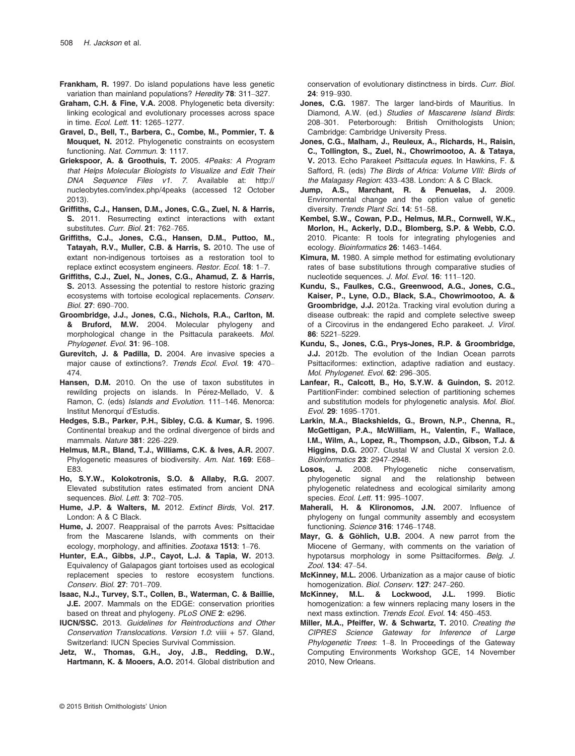**Frankham, R.** 1997. Do island populations have less genetic variation than mainland populations? *Heredity* **78**: 311–327.

**Graham, C.H. & Fine, V.A.** 2008. Phylogenetic beta diversity: linking ecological and evolutionary processes across space in time. *Ecol. Lett.* **11**: 1265–1277.

**Gravel, D., Bell, T., Barbera, C., Combe, M., Pommier, T. & Mouquet, N.** 2012. Phylogenetic constraints on ecosystem functioning. *Nat. Commun.* **3**: 1117.

**Griekspoor, A. & Groothuis, T.** 2005. *4Peaks: A Program that Helps Molecular Biologists to Visualize and Edit Their DNA Sequence Files v1. 7.* Available at: http://nucleobytes.com/index.php/4peaks (accessed 12 October 2013).

**Griffiths, C.J., Hansen, D.M., Jones, C.G., Zuel, N. & Harris, S.** 2011. Resurrecting extinct interactions with extant substitutes. *Curr. Biol.* **21**: 762–765.

**Griffiths, C.J., Jones, C.G., Hansen, D.M., Puttoo, M., Tatayah, R.V., Muller, C.B. & Harris, S.** 2010. The use of extant non-indigenous tortoises as a restoration tool to replace extinct ecosystem engineers. *Restor. Ecol.* **18**: 1–7.

**Griffiths, C.J., Zuel, N., Jones, C.G., Ahamud, Z. & Harris, S.** 2013. Assessing the potential to restore historic grazing ecosystems with tortoise ecological replacements. *Conserv. Biol.* **27**: 690–700.

**Groombridge, J.J., Jones, C.G., Nichols, R.A., Carlton, M. & Bruford, M.W.** 2004. Molecular phylogeny and morphological change in the Psittacula parakeets. *Mol. Phylogenet. Evol.* **31**: 96–108.

**Gurevitch, J. & Padilla, D.** 2004. Are invasive species a major cause of extinctions?. *Trends Ecol. Evol.* **19**: 470–474.

**Hansen, D.M.** 2010. On the use of taxon substitutes in rewilding projects on islands. In Pérez-Mellado, V. & Ramon, C. (eds) *Islands and Evolution*. 111–146. Menorca: Institut Menorquí d'Estudis.

**Hedges, S.B., Parker, P.H., Sibley, C.G. & Kumar, S.** 1996. Continental breakup and the ordinal divergence of birds and mammals. *Nature* **381**: 226–229.

**Helmus, M.R., Bland, T.J., Williams, C.K. & Ives, A.R.** 2007. Phylogenetic measures of biodiversity. *Am. Nat.* **169**: E68–E83.

**Ho, S.Y.W., Kolokotronis, S.O. & Allaby, R.G.** 2007. Elevated substitution rates estimated from ancient DNA sequences. *Biol. Lett.* **3**: 702–705.

**Hume, J.P. & Walters, M.** 2012. *Extinct Birds*, Vol. **217**. London: A & C Black.

**Hume, J.** 2007. Reappraisal of the parrots Aves: Psittacidae from the Mascarene Islands, with comments on their ecology, morphology, and affinities. *Zootaxa* **1513**: 1–76.

**Hunter, E.A., Gibbs, J.P., Cayot, L.J. & Tapia, W.** 2013. Equivalency of Galapagos giant tortoises used as ecological replacement species to restore ecosystem functions. *Conserv. Biol.* **27**: 701–709.

**Isaac, N.J., Turvey, S.T., Collen, B., Waterman, C. & Baillie, J.E.** 2007. Mammals on the EDGE: conservation priorities based on threat and phylogeny. *PLoS ONE* **2**: e296.

**IUCN/SSC.** 2013. *Guidelines for Reintroductions and Other Conservation Translocations. Version 1.0*: viiii + 57. Gland, Switzerland: IUCN Species Survival Commission.

**Jetz, W., Thomas, G.H., Joy, J.B., Redding, D.W., Hartmann, K. & Mooers, A.O.** 2014. Global distribution and conservation of evolutionary distinctness in birds. *Curr. Biol.* **24**: 919–930.

**Jones, C.G.** 1987. The larger land-birds of Mauritius. In Diamond, A.W. (ed.) *Studies of Mascarene Island Birds*: 208–301. Peterborough: British Ornithologists Union; Cambridge: Cambridge University Press.

**Jones, C.G., Malham, J., Reuleux, A., Richards, H., Raisin, C., Tollington, S., Zuel, N., Chowrimootoo, A. & Tataya, V.** 2013. Echo Parakeet *Psittacula eques*. In Hawkins, F. & Safford, R. (eds) *The Birds of Africa: Volume VIII: Birds of the Malagasy Region*: 433–438. London: A & C Black.

**Jump, A.S., Marchant, R. & Penuelas, J.** 2009. Environmental change and the option value of genetic diversity. *Trends Plant Sci.* **14**: 51–58.

**Kembel, S.W., Cowan, P.D., Helmus, M.R., Cornwell, W.K., Morlon, H., Ackerly, D.D., Blomberg, S.P. & Webb, C.O.** 2010. Picante: R tools for integrating phylogenies and ecology. *Bioinformatics* **26**: 1463–1464.

**Kimura, M.** 1980. A simple method for estimating evolutionary rates of base substitutions through comparative studies of nucleotide sequences. *J. Mol. Evol.* **16**: 111–120.

**Kundu, S., Faulkes, C.G., Greenwood, A.G., Jones, C.G., Kaiser, P., Lyne, O.D., Black, S.A., Chowrimootoo, A. & Groombridge, J.J.** 2012a. Tracking viral evolution during a disease outbreak: the rapid and complete selective sweep of a Circovirus in the endangered Echo parakeet. *J. Virol.* **86**: 5221–5229.

**Kundu, S., Jones, C.G., Prys-Jones, R.P. & Groombridge, J.J.** 2012b. The evolution of the Indian Ocean parrots Psittaciformes: extinction, adaptive radiation and eustacy. *Mol. Phylogenet. Evol.* **62**: 296–305.

**Lanfear, R., Calcott, B., Ho, S.Y.W. & Guindon, S.** 2012. PartitionFinder: combined selection of partitioning schemes and substitution models for phylogenetic analysis. *Mol. Biol. Evol.* **29**: 1695–1701.

**Larkin, M.A., Blackshields, G., Brown, N.P., Chenna, R., McGettigan, P.A., McWilliam, H., Valentin, F., Wallace, I.M., Wilm, A., Lopez, R., Thompson, J.D., Gibson, T.J. & Higgins, D.G.** 2007. Clustal W and Clustal X version 2.0. *Bioinformatics* **23**: 2947–2948.

**Losos, J.** 2008. Phylogenetic niche conservatism, phylogenetic signal and the relationship between phylogenetic relatedness and ecological similarity among species. *Ecol. Lett.* **11**: 995–1007.

**Maherali, H. & Klironomos, J.N.** 2007. Influence of phylogeny on fungal community assembly and ecosystem functioning. *Science* **316**: 1746–1748.

**Mayr, G. & Göhlich, U.B.** 2004. A new parrot from the Miocene of Germany, with comments on the variation of hypotarsus morphology in some Psittaciformes. *Belg. J. Zool.* **134**: 47–54.

**McKinney, M.L.** 2006. Urbanization as a major cause of biotic homogenization. *Biol. Conserv.* **127**: 247–260.

**McKinney, M.L. & Lockwood, J.L.** 1999. Biotic homogenization: a few winners replacing many losers in the next mass extinction. *Trends Ecol. Evol.* **14**: 450–453.

**Miller, M.A., Pfeiffer, W. & Schwartz, T.** 2010. *Creating the CIPRES Science Gateway for Inference of Large Phylogenetic Trees*: 1–8. In Proceedings of the Gateway Computing Environments Workshop GCE, 14 November 2010, New Orleans.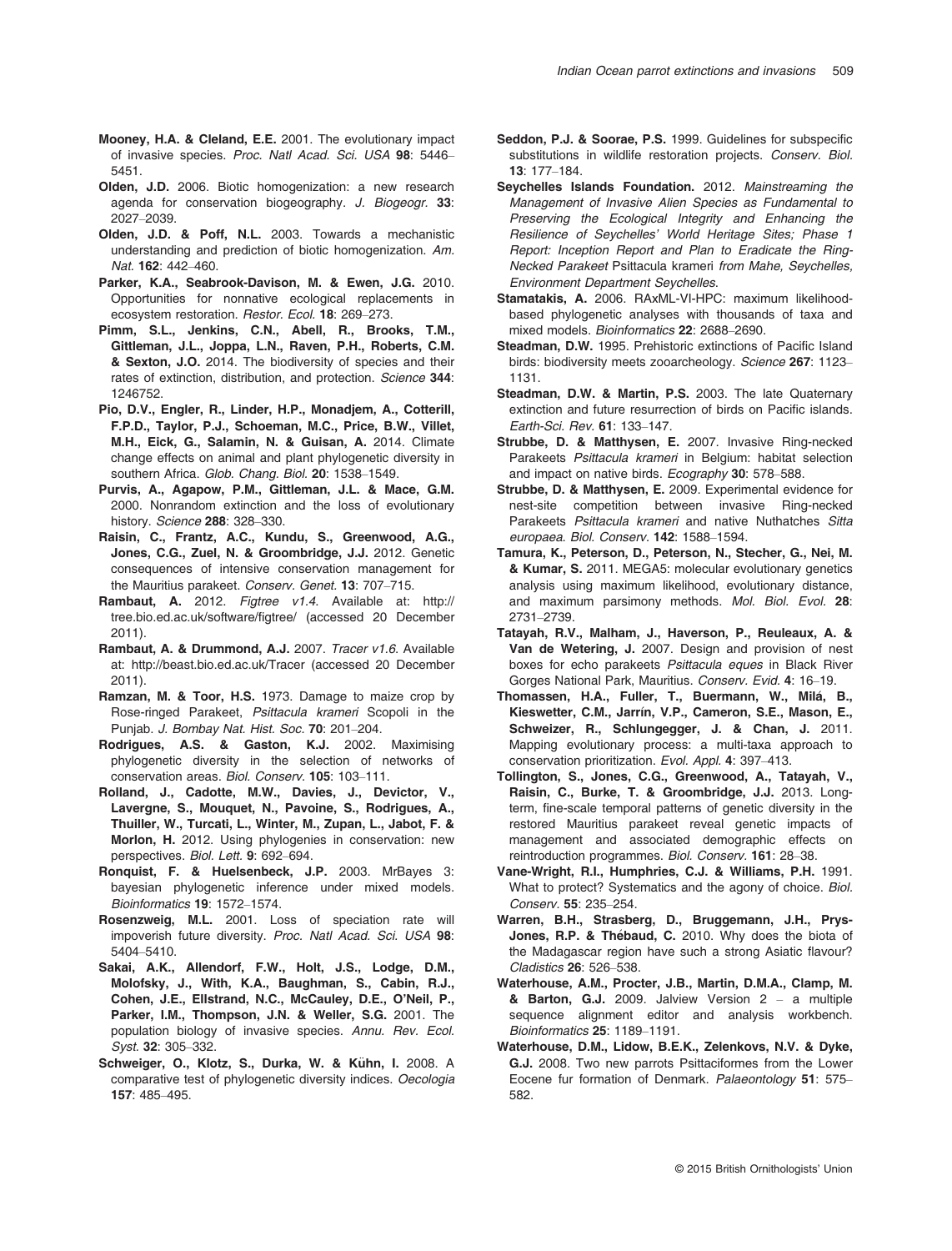**Mooney, H.A. & Cleland, E.E.** 2001. The evolutionary impact of invasive species. *Proc. Natl Acad. Sci. USA* **98**: 5446–5451.

**Olden, J.D.** 2006. Biotic homogenization: a new research agenda for conservation biogeography. *J. Biogeogr.* **33**: 2027–2039.

**Olden, J.D. & Poff, N.L.** 2003. Towards a mechanistic understanding and prediction of biotic homogenization. *Am. Nat.* **162**: 442–460.

**Parker, K.A., Seabrook-Davison, M. & Ewen, J.G.** 2010. Opportunities for nonnative ecological replacements in ecosystem restoration. *Restor. Ecol.* **18**: 269–273.

**Pimm, S.L., Jenkins, C.N., Abell, R., Brooks, T.M., Gittleman, J.L., Joppa, L.N., Raven, P.H., Roberts, C.M. & Sexton, J.O.** 2014. The biodiversity of species and their rates of extinction, distribution, and protection. *Science* **344**: 1246752.

**Pio, D.V., Engler, R., Linder, H.P., Monadjem, A., Cotterill, F.P.D., Taylor, P.J., Schoeman, M.C., Price, B.W., Villet, M.H., Eick, G., Salamin, N. & Guisan, A.** 2014. Climate change effects on animal and plant phylogenetic diversity in southern Africa. *Glob. Chang. Biol.* **20**: 1538–1549.

**Purvis, A., Agapow, P.M., Gittleman, J.L. & Mace, G.M.** 2000. Nonrandom extinction and the loss of evolutionary history. *Science* **288**: 328–330.

**Raisin, C., Frantz, A.C., Kundu, S., Greenwood, A.G., Jones, C.G., Zuel, N. & Groombridge, J.J.** 2012. Genetic consequences of intensive conservation management for the Mauritius parakeet. *Conserv. Genet.* **13**: 707–715.

**Rambaut, A.** 2012. *Figtree v1.4.* Available at: http://tree.bio.ed.ac.uk/software/figtree/ (accessed 20 December 2011).

**Rambaut, A. & Drummond, A.J.** 2007. *Tracer v1.6.* Available at: http://beast.bio.ed.ac.uk/Tracer (accessed 20 December 2011).

**Ramzan, M. & Toor, H.S.** 1973. Damage to maize crop by Rose-ringed Parakeet, *Psittacula krameri* Scopoli in the Punjab. *J. Bombay Nat. Hist. Soc.* **70**: 201–204.

**Rodrigues, A.S. & Gaston, K.J.** 2002. Maximising phylogenetic diversity in the selection of networks of conservation areas. *Biol. Conserv.* **105**: 103–111.

**Rolland, J., Cadotte, M.W., Davies, J., Devictor, V., Lavergne, S., Mouquet, N., Pavoine, S., Rodrigues, A., Thuiller, W., Turcati, L., Winter, M., Zupan, L., Jabot, F. & Morlon, H.** 2012. Using phylogenies in conservation: new perspectives. *Biol. Lett.* **9**: 692–694.

**Ronquist, F. & Huelsenbeck, J.P.** 2003. MrBayes 3: bayesian phylogenetic inference under mixed models. *Bioinformatics* **19**: 1572–1574.

**Rosenzweig, M.L.** 2001. Loss of speciation rate will impoverish future diversity. *Proc. Natl Acad. Sci. USA* **98**: 5404–5410.

**Sakai, A.K., Allendorf, F.W., Holt, J.S., Lodge, D.M., Molofsky, J., With, K.A., Baughman, S., Cabin, R.J., Cohen, J.E., Ellstrand, N.C., McCauley, D.E., O'Neil, P., Parker, I.M., Thompson, J.N. & Weller, S.G.** 2001. The population biology of invasive species. *Annu. Rev. Ecol. Syst.* **32**: 305–332.

**Schweiger, O., Klotz, S., Durka, W. & Kühn, I.** 2008. A comparative test of phylogenetic diversity indices. *Oecologia* **157**: 485–495.

**Seddon, P.J. & Soorae, P.S.** 1999. Guidelines for subspecific substitutions in wildlife restoration projects. *Conserv. Biol.* **13**: 177–184.

**Seychelles Islands Foundation.** 2012. *Mainstreaming the Management of Invasive Alien Species as Fundamental to Preserving the Ecological Integrity and Enhancing the Resilience of Seychelles' World Heritage Sites; Phase 1 Report: Inception Report and Plan to Eradicate the Ring-Necked Parakeet* Psittacula krameri *from Mahe, Seychelles, Environment Department Seychelles.*

**Stamatakis, A.** 2006. RAxML-VI-HPC: maximum likelihood-based phylogenetic analyses with thousands of taxa and mixed models. *Bioinformatics* **22**: 2688–2690.

**Steadman, D.W.** 1995. Prehistoric extinctions of Pacific Island birds: biodiversity meets zooarcheology. *Science* **267**: 1123–1131.

**Steadman, D.W. & Martin, P.S.** 2003. The late Quaternary extinction and future resurrection of birds on Pacific islands. *Earth-Sci. Rev.* **61**: 133–147.

**Strubbe, D. & Matthysen, E.** 2007. Invasive Ring-necked Parakeets *Psittacula krameri* in Belgium: habitat selection and impact on native birds. *Ecography* **30**: 578–588.

**Strubbe, D. & Matthysen, E.** 2009. Experimental evidence for nest-site competition between invasive Ring-necked Parakeets *Psittacula krameri* and native Nuthatches *Sitta europaea*. *Biol. Conserv.* **142**: 1588–1594.

**Tamura, K., Peterson, D., Peterson, N., Stecher, G., Nei, M. & Kumar, S.** 2011. MEGA5: molecular evolutionary genetics analysis using maximum likelihood, evolutionary distance, and maximum parsimony methods. *Mol. Biol. Evol.* **28**: 2731–2739.

**Tatayah, R.V., Malham, J., Haverson, P., Reuleaux, A. & Van de Wetering, J.** 2007. Design and provision of nest boxes for echo parakeets *Psittacula eques* in Black River Gorges National Park, Mauritius. *Conserv. Evid.* **4**: 16–19.

**Thomassen, H.A., Fuller, T., Buermann, W., Milá, B., Kieswetter, C.M., Jarrín, V.P., Cameron, S.E., Mason, E., Schweizer, R., Schlunegger, J. & Chan, J.** 2011. Mapping evolutionary process: a multi-taxa approach to conservation prioritization. *Evol. Appl.* **4**: 397–413.

**Tollington, S., Jones, C.G., Greenwood, A., Tatayah, V., Raisin, C., Burke, T. & Groombridge, J.J.** 2013. Long-term, fine-scale temporal patterns of genetic diversity in the restored Mauritius parakeet reveal genetic impacts of management and associated demographic effects on reintroduction programmes. *Biol. Conserv.* **161**: 28–38.

**Vane-Wright, R.I., Humphries, C.J. & Williams, P.H.** 1991. What to protect? Systematics and the agony of choice. *Biol. Conserv.* **55**: 235–254.

**Warren, B.H., Strasberg, D., Bruggemann, J.H., Prys-Jones, R.P. & Thébaud, C.** 2010. Why does the biota of the Madagascar region have such a strong Asiatic flavour? *Cladistics* **26**: 526–538.

**Waterhouse, A.M., Procter, J.B., Martin, D.M.A., Clamp, M. & Barton, G.J.** 2009. Jalview Version 2 – a multiple sequence alignment editor and analysis workbench. *Bioinformatics* **25**: 1189–1191.

**Waterhouse, D.M., Lidow, B.E.K., Zelenkovs, N.V. & Dyke, G.J.** 2008. Two new parrots Psittaciformes from the Lower Eocene fur formation of Denmark. *Palaeontology* **51**: 575–582.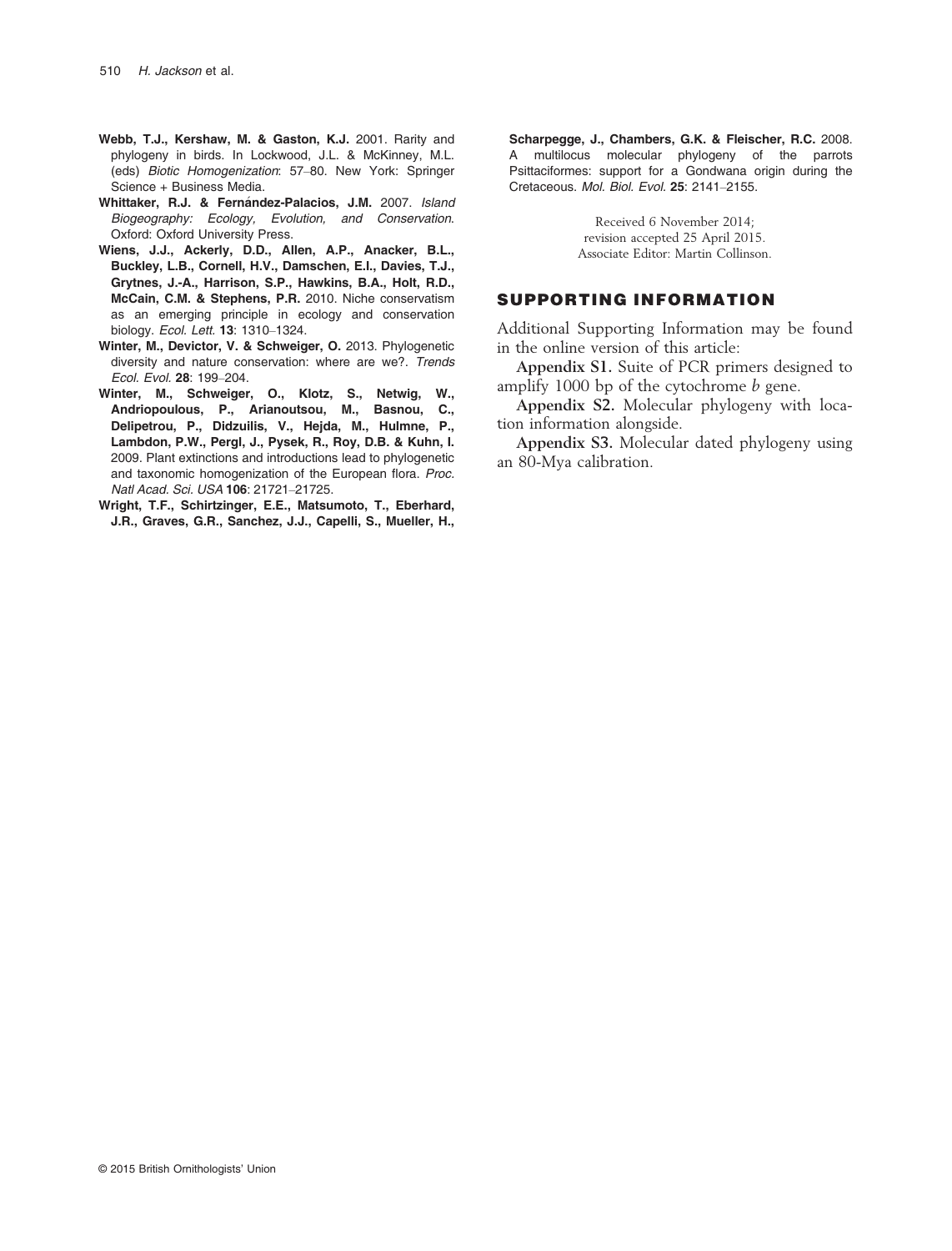**Webb, T.J., Kershaw, M. & Gaston, K.J.** 2001. Rarity and phylogeny in birds. In Lockwood, J.L. & McKinney, M.L. (eds) *Biotic Homogenization*: 57–80. New York: Springer Science + Business Media.

**Whittaker, R.J. & Fernández-Palacios, J.M.** 2007. *Island Biogeography: Ecology, Evolution, and Conservation*. Oxford: Oxford University Press.

**Wiens, J.J., Ackerly, D.D., Allen, A.P., Anacker, B.L., Buckley, L.B., Cornell, H.V., Damschen, E.I., Davies, T.J., Grytnes, J.-A., Harrison, S.P., Hawkins, B.A., Holt, R.D., McCain, C.M. & Stephens, P.R.** 2010. Niche conservatism as an emerging principle in ecology and conservation biology. *Ecol. Lett.* **13**: 1310–1324.

**Winter, M., Devictor, V. & Schweiger, O.** 2013. Phylogenetic diversity and nature conservation: where are we?. *Trends Ecol. Evol.* **28**: 199–204.

**Winter, M., Schweiger, O., Klotz, S., Netwig, W., Andriopoulous, P., Arianoutsou, M., Basnou, C., Delipetrou, P., Didzuilis, V., Hejda, M., Hulmne, P., Lambdon, P.W., Pergl, J., Pysek, R., Roy, D.B. & Kuhn, I.** 2009. Plant extinctions and introductions lead to phylogenetic and taxonomic homogenization of the European flora. *Proc. Natl Acad. Sci. USA* **106**: 21721–21725.

**Wright, T.F., Schirtzinger, E.E., Matsumoto, T., Eberhard, J.R., Graves, G.R., Sanchez, J.J., Capelli, S., Mueller, H., Scharpegge, J., Chambers, G.K. & Fleischer, R.C.** 2008. A multilocus molecular phylogeny of the parrots Psittaciformes: support for a Gondwana origin during the Cretaceous. *Mol. Biol. Evol.* **25**: 2141–2155.

Received 6 November 2014;
revision accepted 25 April 2015.
Associate Editor: Martin Collinson.

## SUPPORTING INFORMATION

Additional Supporting Information may be found in the online version of this article:

**Appendix S1.** Suite of PCR primers designed to amplify 1000 bp of the cytochrome *b* gene.

**Appendix S2.** Molecular phylogeny with location information alongside.

**Appendix S3.** Molecular dated phylogeny using an 80-Mya calibration.